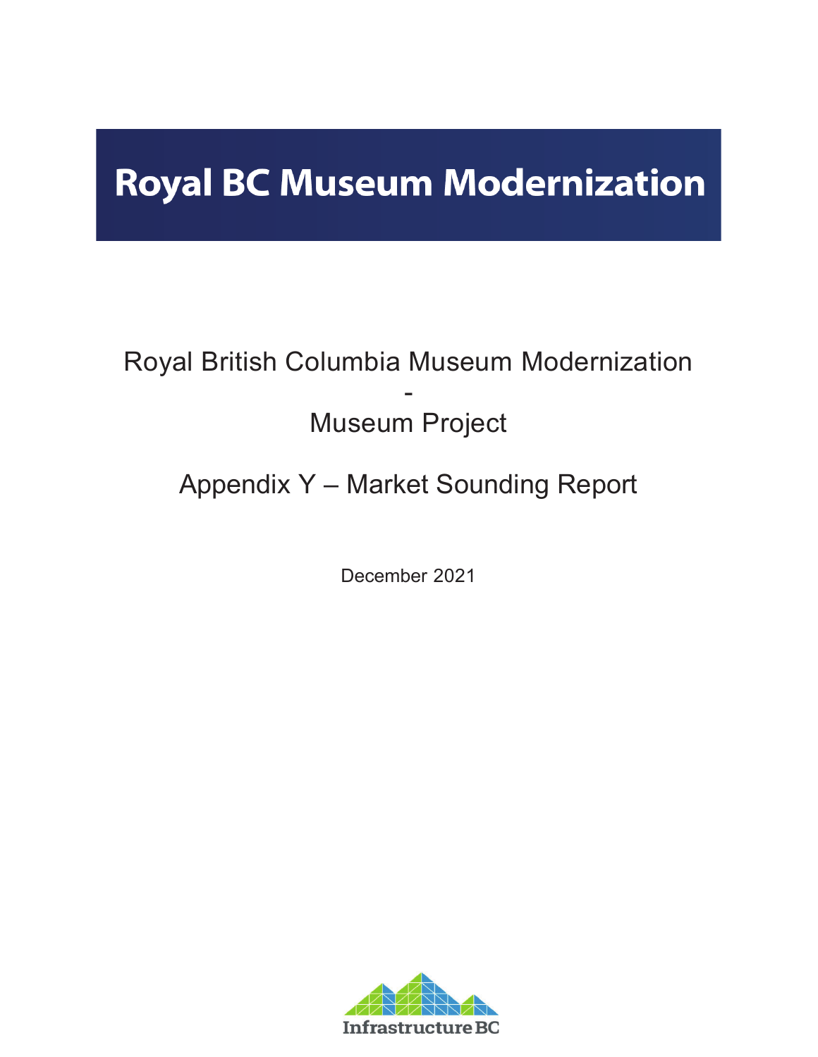# Royal BC Museum Modernization

Royal British Columbia Museum Modernization

-

Museum Project

Appendix Y – Market Sounding Report

December 2021

Infrastructure BC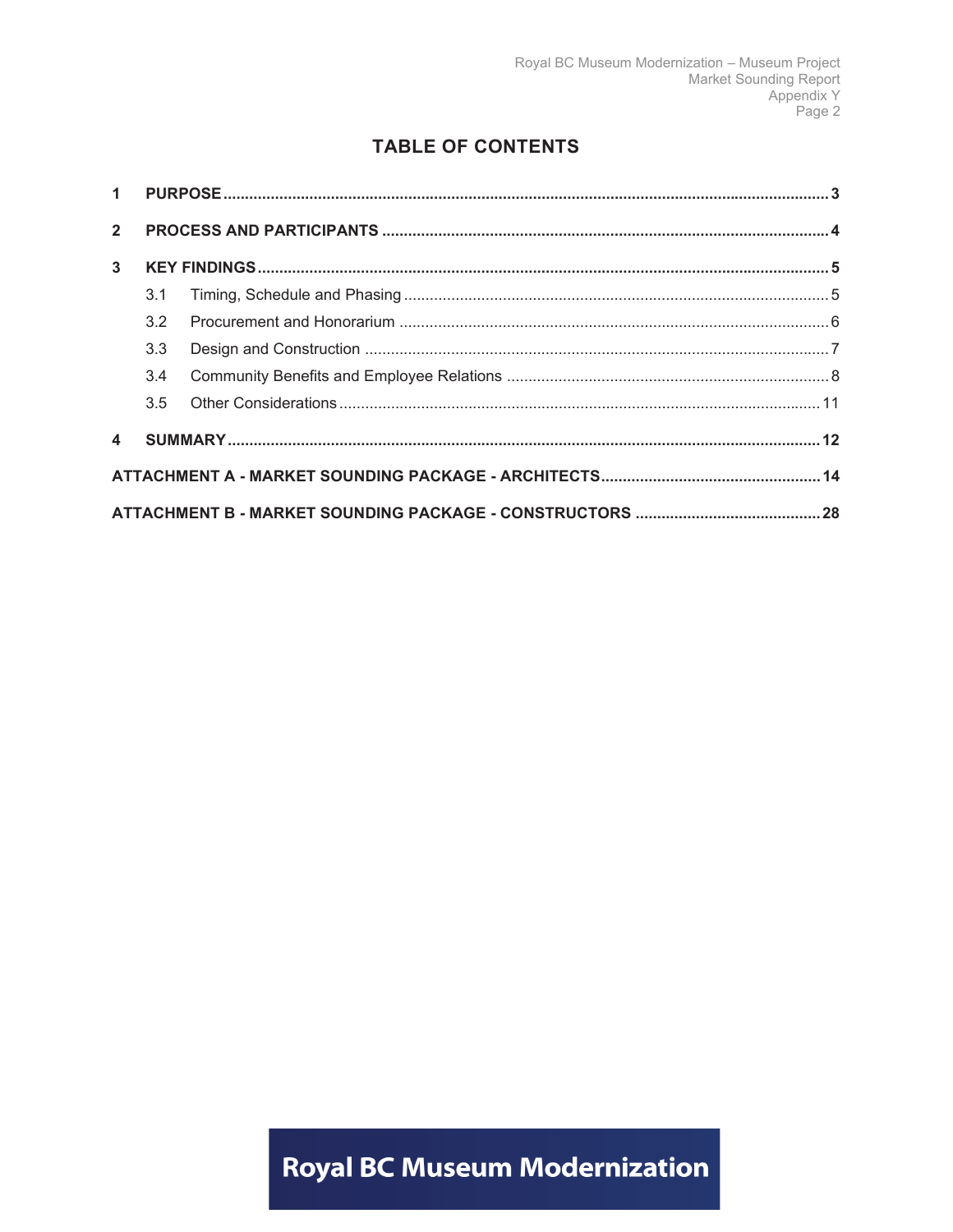# TABLE OF CONTENTS

1 PURPOSE ..... 3

2 PROCESS AND PARTICIPANTS ..... 4

3 KEY FINDINGS ..... 5

- 3.1 Timing, Schedule and Phasing ..... 5
- 3.2 Procurement and Honorarium ..... 6
- 3.3 Design and Construction ..... 7
- 3.4 Community Benefits and Employee Relations ..... 8
- 3.5 Other Considerations ..... 11

4 SUMMARY ..... 12

ATTACHMENT A - MARKET SOUNDING PACKAGE - ARCHITECTS ..... 14

ATTACHMENT B - MARKET SOUNDING PACKAGE - CONSTRUCTORS ..... 28

Royal BC Museum Modernization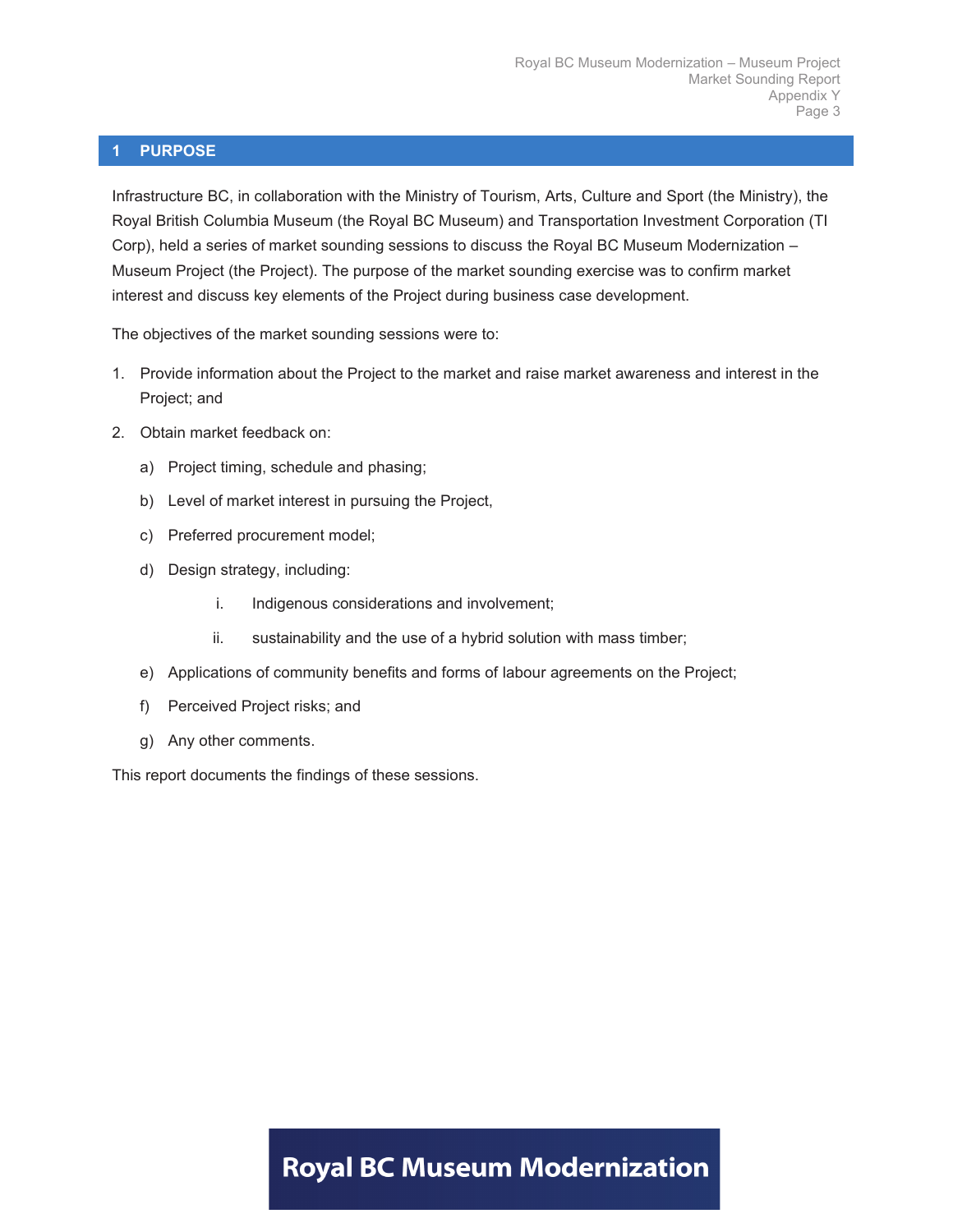## 1 PURPOSE

Infrastructure BC, in collaboration with the Ministry of Tourism, Arts, Culture and Sport (the Ministry), the Royal British Columbia Museum (the Royal BC Museum) and Transportation Investment Corporation (TI Corp), held a series of market sounding sessions to discuss the Royal BC Museum Modernization – Museum Project (the Project). The purpose of the market sounding exercise was to confirm market interest and discuss key elements of the Project during business case development.

The objectives of the market sounding sessions were to:

1. Provide information about the Project to the market and raise market awareness and interest in the Project; and
2. Obtain market feedback on:
   a) Project timing, schedule and phasing;
   b) Level of market interest in pursuing the Project,
   c) Preferred procurement model;
   d) Design strategy, including:
      i. Indigenous considerations and involvement;
      ii. sustainability and the use of a hybrid solution with mass timber;
   e) Applications of community benefits and forms of labour agreements on the Project;
   f) Perceived Project risks; and
   g) Any other comments.

This report documents the findings of these sessions.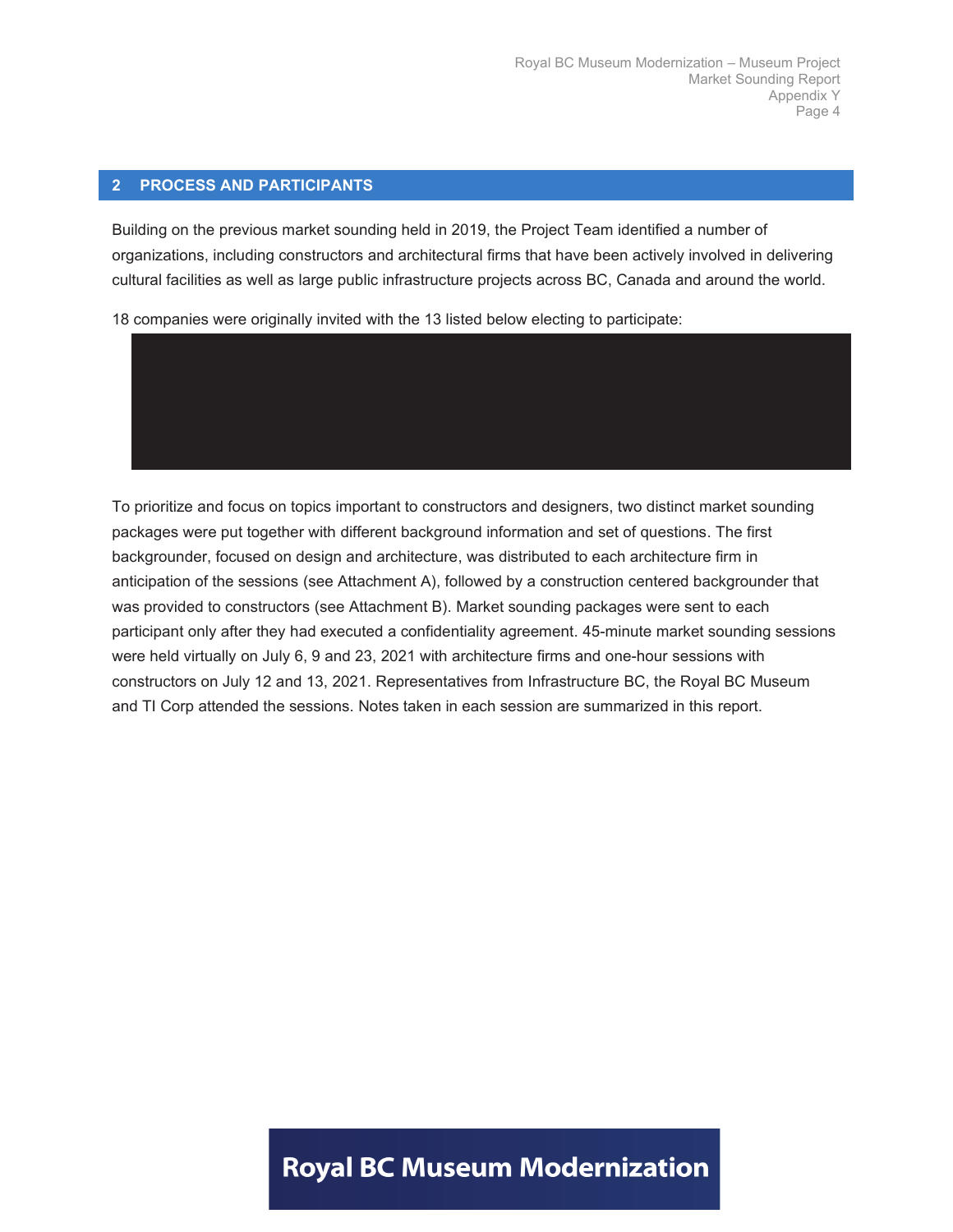## 2 PROCESS AND PARTICIPANTS

Building on the previous market sounding held in 2019, the Project Team identified a number of organizations, including constructors and architectural firms that have been actively involved in delivering cultural facilities as well as large public infrastructure projects across BC, Canada and around the world.

18 companies were originally invited with the 13 listed below electing to participate:

To prioritize and focus on topics important to constructors and designers, two distinct market sounding packages were put together with different background information and set of questions. The first backgrounder, focused on design and architecture, was distributed to each architecture firm in anticipation of the sessions (see Attachment A), followed by a construction centered backgrounder that was provided to constructors (see Attachment B). Market sounding packages were sent to each participant only after they had executed a confidentiality agreement. 45-minute market sounding sessions were held virtually on July 6, 9 and 23, 2021 with architecture firms and one-hour sessions with constructors on July 12 and 13, 2021. Representatives from Infrastructure BC, the Royal BC Museum and TI Corp attended the sessions. Notes taken in each session are summarized in this report.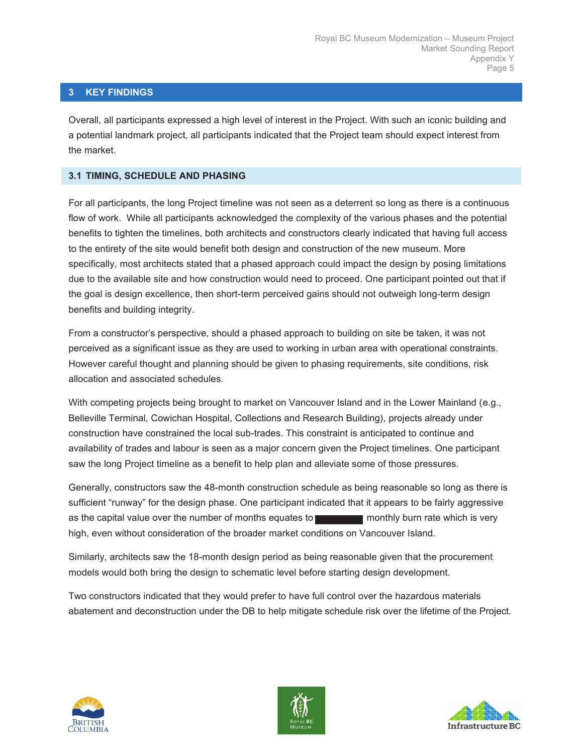## 3 KEY FINDINGS

Overall, all participants expressed a high level of interest in the Project. With such an iconic building and a potential landmark project, all participants indicated that the Project team should expect interest from the market.

### 3.1 TIMING, SCHEDULE AND PHASING

For all participants, the long Project timeline was not seen as a deterrent so long as there is a continuous flow of work. While all participants acknowledged the complexity of the various phases and the potential benefits to tighten the timelines, both architects and constructors clearly indicated that having full access to the entirety of the site would benefit both design and construction of the new museum. More specifically, most architects stated that a phased approach could impact the design by posing limitations due to the available site and how construction would need to proceed. One participant pointed out that if the goal is design excellence, then short-term perceived gains should not outweigh long-term design benefits and building integrity.

From a constructor's perspective, should a phased approach to building on site be taken, it was not perceived as a significant issue as they are used to working in urban area with operational constraints. However careful thought and planning should be given to phasing requirements, site conditions, risk allocation and associated schedules.

With competing projects being brought to market on Vancouver Island and in the Lower Mainland (e.g., Belleville Terminal, Cowichan Hospital, Collections and Research Building), projects already under construction have constrained the local sub-trades. This constraint is anticipated to continue and availability of trades and labour is seen as a major concern given the Project timelines. One participant saw the long Project timeline as a benefit to help plan and alleviate some of those pressures.

Generally, constructors saw the 48-month construction schedule as being reasonable so long as there is sufficient "runway" for the design phase. One participant indicated that it appears to be fairly aggressive as the capital value over the number of months equates to [REDACTED] monthly burn rate which is very high, even without consideration of the broader market conditions on Vancouver Island.

Similarly, architects saw the 18-month design period as being reasonable given that the procurement models would both bring the design to schematic level before starting design development.

Two constructors indicated that they would prefer to have full control over the hazardous materials abatement and deconstruction under the DB to help mitigate schedule risk over the lifetime of the Project.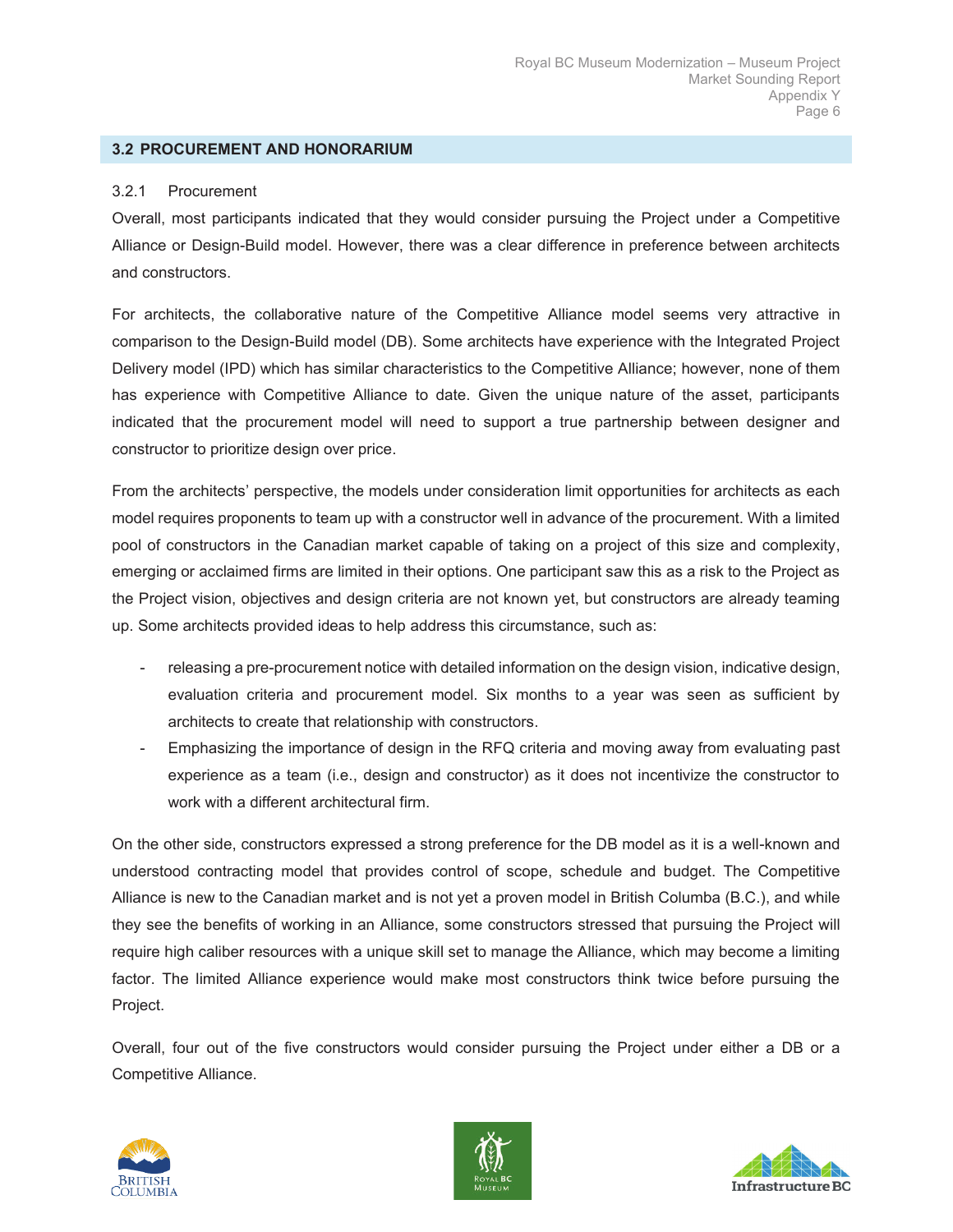## 3.2 PROCUREMENT AND HONORARIUM

### 3.2.1 Procurement

Overall, most participants indicated that they would consider pursuing the Project under a Competitive Alliance or Design-Build model. However, there was a clear difference in preference between architects and constructors.

For architects, the collaborative nature of the Competitive Alliance model seems very attractive in comparison to the Design-Build model (DB). Some architects have experience with the Integrated Project Delivery model (IPD) which has similar characteristics to the Competitive Alliance; however, none of them has experience with Competitive Alliance to date. Given the unique nature of the asset, participants indicated that the procurement model will need to support a true partnership between designer and constructor to prioritize design over price.

From the architects' perspective, the models under consideration limit opportunities for architects as each model requires proponents to team up with a constructor well in advance of the procurement. With a limited pool of constructors in the Canadian market capable of taking on a project of this size and complexity, emerging or acclaimed firms are limited in their options. One participant saw this as a risk to the Project as the Project vision, objectives and design criteria are not known yet, but constructors are already teaming up. Some architects provided ideas to help address this circumstance, such as:

- releasing a pre-procurement notice with detailed information on the design vision, indicative design, evaluation criteria and procurement model. Six months to a year was seen as sufficient by architects to create that relationship with constructors.
- Emphasizing the importance of design in the RFQ criteria and moving away from evaluating past experience as a team (i.e., design and constructor) as it does not incentivize the constructor to work with a different architectural firm.

On the other side, constructors expressed a strong preference for the DB model as it is a well-known and understood contracting model that provides control of scope, schedule and budget. The Competitive Alliance is new to the Canadian market and is not yet a proven model in British Columba (B.C.), and while they see the benefits of working in an Alliance, some constructors stressed that pursuing the Project will require high caliber resources with a unique skill set to manage the Alliance, which may become a limiting factor. The limited Alliance experience would make most constructors think twice before pursuing the Project.

Overall, four out of the five constructors would consider pursuing the Project under either a DB or a Competitive Alliance.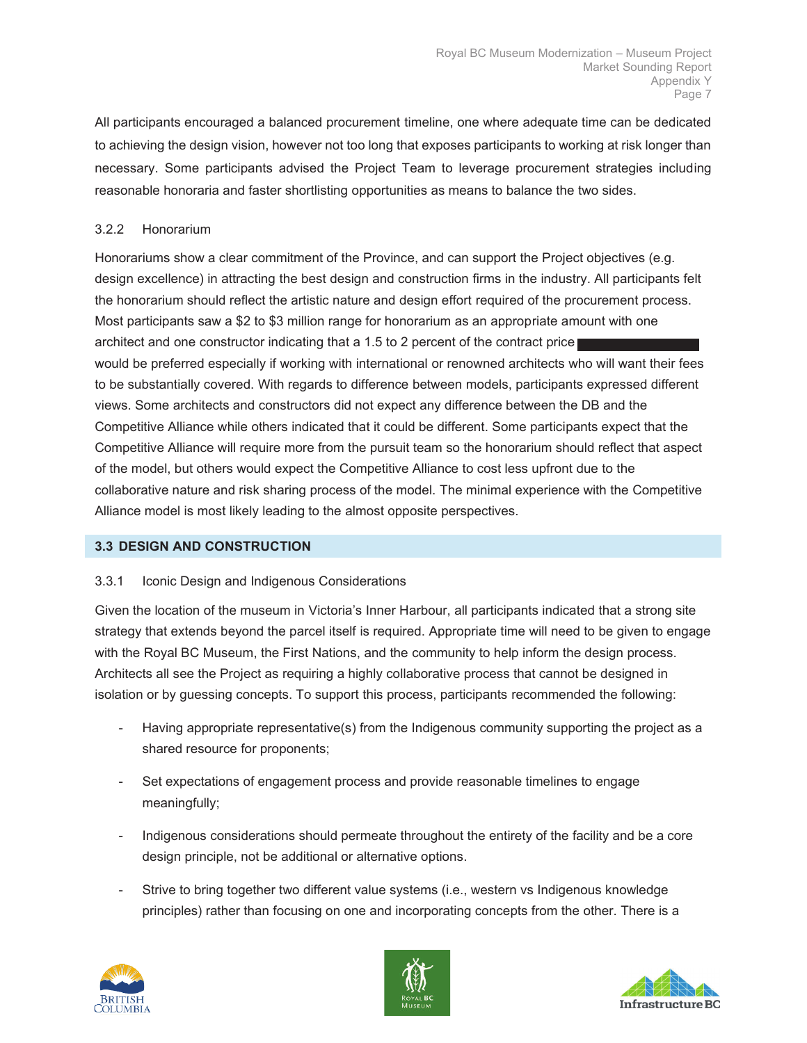All participants encouraged a balanced procurement timeline, one where adequate time can be dedicated to achieving the design vision, however not too long that exposes participants to working at risk longer than necessary. Some participants advised the Project Team to leverage procurement strategies including reasonable honoraria and faster shortlisting opportunities as means to balance the two sides.

### 3.2.2 Honorarium

Honorariums show a clear commitment of the Province, and can support the Project objectives (e.g. design excellence) in attracting the best design and construction firms in the industry. All participants felt the honorarium should reflect the artistic nature and design effort required of the procurement process. Most participants saw a $2 to $3 million range for honorarium as an appropriate amount with one architect and one constructor indicating that a 1.5 to 2 percent of the contract price would be preferred especially if working with international or renowned architects who will want their fees to be substantially covered. With regards to difference between models, participants expressed different views. Some architects and constructors did not expect any difference between the DB and the Competitive Alliance while others indicated that it could be different. Some participants expect that the Competitive Alliance will require more from the pursuit team so the honorarium should reflect that aspect of the model, but others would expect the Competitive Alliance to cost less upfront due to the collaborative nature and risk sharing process of the model. The minimal experience with the Competitive Alliance model is most likely leading to the almost opposite perspectives.

## 3.3 DESIGN AND CONSTRUCTION

### 3.3.1 Iconic Design and Indigenous Considerations

Given the location of the museum in Victoria's Inner Harbour, all participants indicated that a strong site strategy that extends beyond the parcel itself is required. Appropriate time will need to be given to engage with the Royal BC Museum, the First Nations, and the community to help inform the design process. Architects all see the Project as requiring a highly collaborative process that cannot be designed in isolation or by guessing concepts. To support this process, participants recommended the following:

- Having appropriate representative(s) from the Indigenous community supporting the project as a shared resource for proponents;
- Set expectations of engagement process and provide reasonable timelines to engage meaningfully;
- Indigenous considerations should permeate throughout the entirety of the facility and be a core design principle, not be additional or alternative options.
- Strive to bring together two different value systems (i.e., western vs Indigenous knowledge principles) rather than focusing on one and incorporating concepts from the other. There is a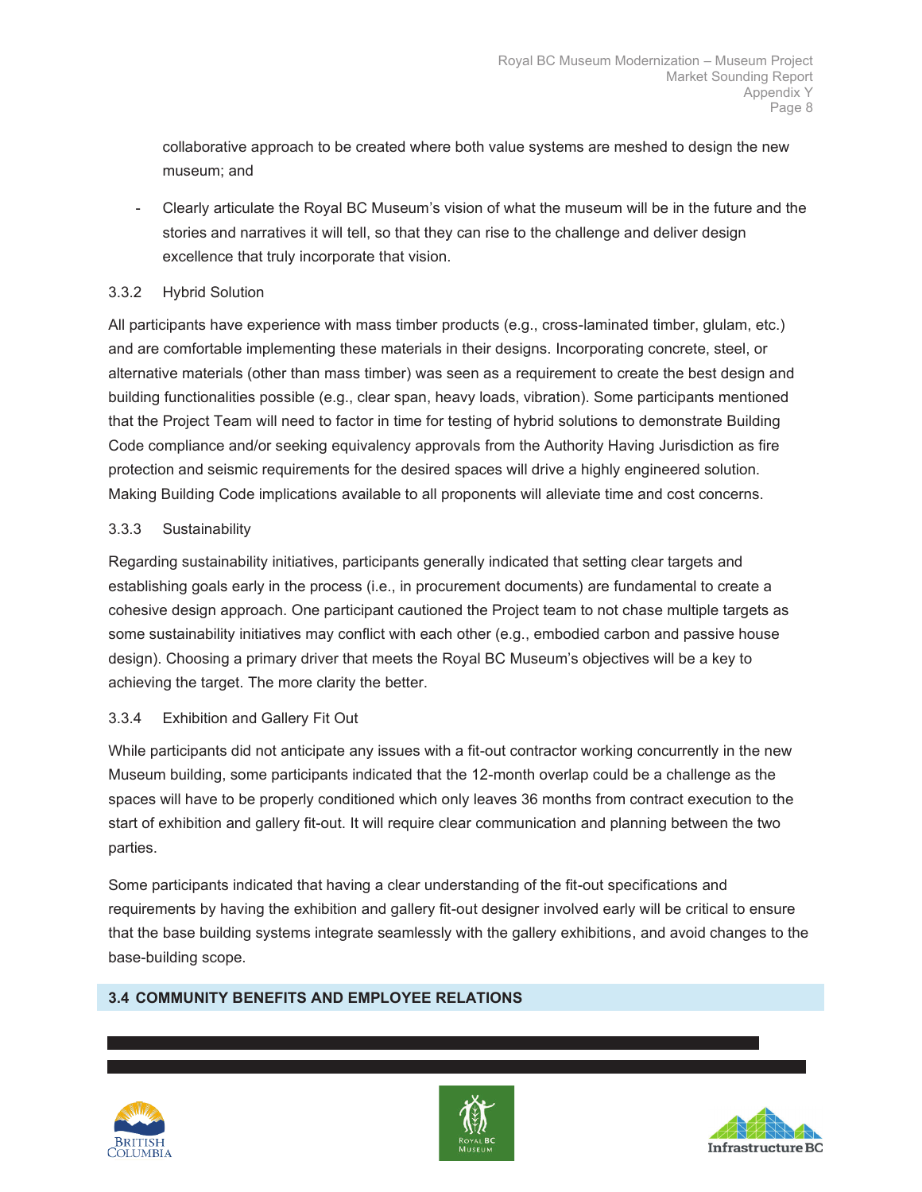collaborative approach to be created where both value systems are meshed to design the new museum; and

- Clearly articulate the Royal BC Museum's vision of what the museum will be in the future and the stories and narratives it will tell, so that they can rise to the challenge and deliver design excellence that truly incorporate that vision.

### 3.3.2 Hybrid Solution

All participants have experience with mass timber products (e.g., cross-laminated timber, glulam, etc.) and are comfortable implementing these materials in their designs. Incorporating concrete, steel, or alternative materials (other than mass timber) was seen as a requirement to create the best design and building functionalities possible (e.g., clear span, heavy loads, vibration). Some participants mentioned that the Project Team will need to factor in time for testing of hybrid solutions to demonstrate Building Code compliance and/or seeking equivalency approvals from the Authority Having Jurisdiction as fire protection and seismic requirements for the desired spaces will drive a highly engineered solution. Making Building Code implications available to all proponents will alleviate time and cost concerns.

### 3.3.3 Sustainability

Regarding sustainability initiatives, participants generally indicated that setting clear targets and establishing goals early in the process (i.e., in procurement documents) are fundamental to create a cohesive design approach. One participant cautioned the Project team to not chase multiple targets as some sustainability initiatives may conflict with each other (e.g., embodied carbon and passive house design). Choosing a primary driver that meets the Royal BC Museum's objectives will be a key to achieving the target. The more clarity the better.

### 3.3.4 Exhibition and Gallery Fit Out

While participants did not anticipate any issues with a fit-out contractor working concurrently in the new Museum building, some participants indicated that the 12-month overlap could be a challenge as the spaces will have to be properly conditioned which only leaves 36 months from contract execution to the start of exhibition and gallery fit-out. It will require clear communication and planning between the two parties.

Some participants indicated that having a clear understanding of the fit-out specifications and requirements by having the exhibition and gallery fit-out designer involved early will be critical to ensure that the base building systems integrate seamlessly with the gallery exhibitions, and avoid changes to the base-building scope.

## 3.4 COMMUNITY BENEFITS AND EMPLOYEE RELATIONS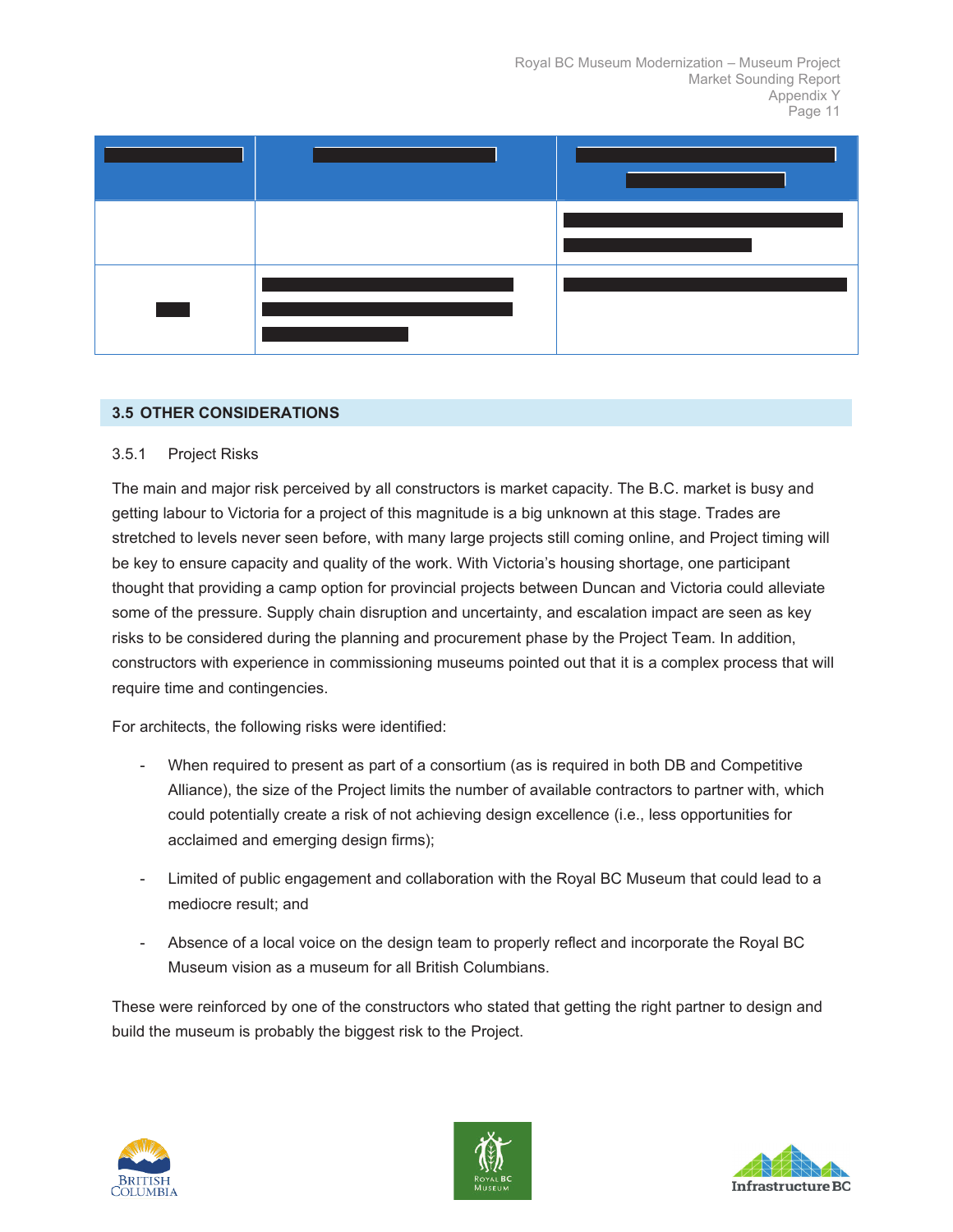| | | |
|---|---|---|
| | | |
| | | |

## 3.5 OTHER CONSIDERATIONS

### 3.5.1 Project Risks

The main and major risk perceived by all constructors is market capacity. The B.C. market is busy and getting labour to Victoria for a project of this magnitude is a big unknown at this stage. Trades are stretched to levels never seen before, with many large projects still coming online, and Project timing will be key to ensure capacity and quality of the work. With Victoria's housing shortage, one participant thought that providing a camp option for provincial projects between Duncan and Victoria could alleviate some of the pressure. Supply chain disruption and uncertainty, and escalation impact are seen as key risks to be considered during the planning and procurement phase by the Project Team. In addition, constructors with experience in commissioning museums pointed out that it is a complex process that will require time and contingencies.

For architects, the following risks were identified:

- When required to present as part of a consortium (as is required in both DB and Competitive Alliance), the size of the Project limits the number of available contractors to partner with, which could potentially create a risk of not achieving design excellence (i.e., less opportunities for acclaimed and emerging design firms);
- Limited of public engagement and collaboration with the Royal BC Museum that could lead to a mediocre result; and
- Absence of a local voice on the design team to properly reflect and incorporate the Royal BC Museum vision as a museum for all British Columbians.

These were reinforced by one of the constructors who stated that getting the right partner to design and build the museum is probably the biggest risk to the Project.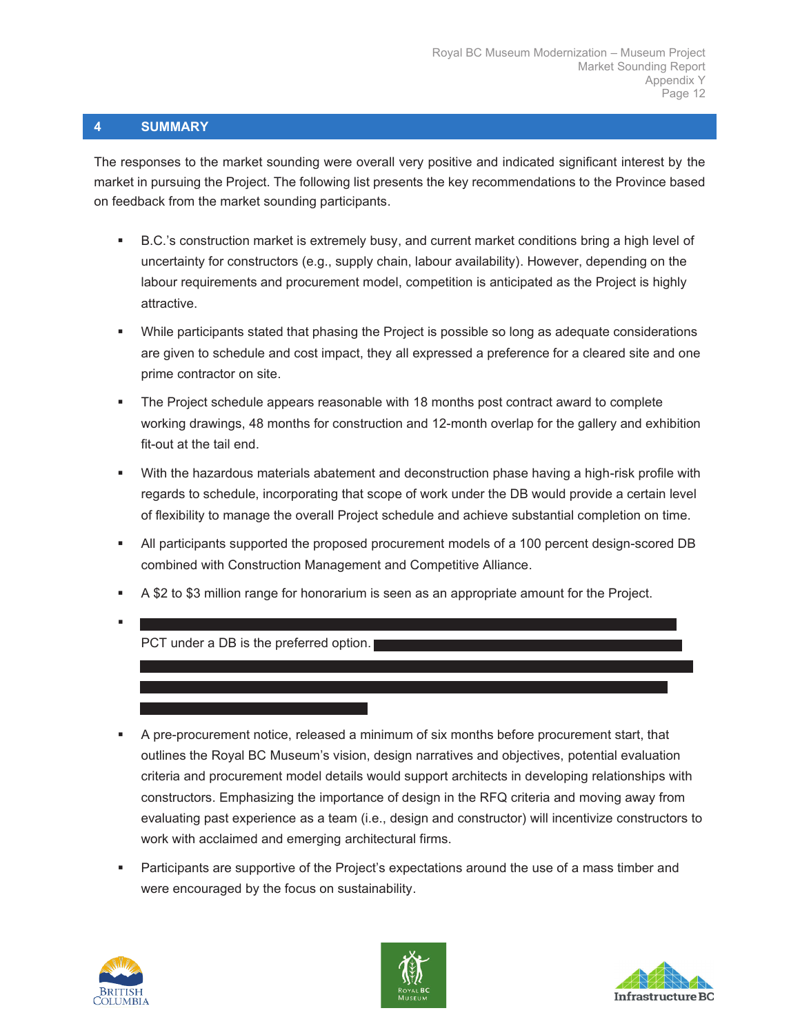## 4 SUMMARY

The responses to the market sounding were overall very positive and indicated significant interest by the market in pursuing the Project. The following list presents the key recommendations to the Province based on feedback from the market sounding participants.

- B.C.'s construction market is extremely busy, and current market conditions bring a high level of uncertainty for constructors (e.g., supply chain, labour availability). However, depending on the labour requirements and procurement model, competition is anticipated as the Project is highly attractive.
- While participants stated that phasing the Project is possible so long as adequate considerations are given to schedule and cost impact, they all expressed a preference for a cleared site and one prime contractor on site.
- The Project schedule appears reasonable with 18 months post contract award to complete working drawings, 48 months for construction and 12-month overlap for the gallery and exhibition fit-out at the tail end.
- With the hazardous materials abatement and deconstruction phase having a high-risk profile with regards to schedule, incorporating that scope of work under the DB would provide a certain level of flexibility to manage the overall Project schedule and achieve substantial completion on time.
- All participants supported the proposed procurement models of a 100 percent design-scored DB combined with Construction Management and Competitive Alliance.
- A $2 to $3 million range for honorarium is seen as an appropriate amount for the Project.
- [REDACTED] PCT under a DB is the preferred option. [REDACTED]
- A pre-procurement notice, released a minimum of six months before procurement start, that outlines the Royal BC Museum's vision, design narratives and objectives, potential evaluation criteria and procurement model details would support architects in developing relationships with constructors. Emphasizing the importance of design in the RFQ criteria and moving away from evaluating past experience as a team (i.e., design and constructor) will incentivize constructors to work with acclaimed and emerging architectural firms.
- Participants are supportive of the Project's expectations around the use of a mass timber and were encouraged by the focus on sustainability.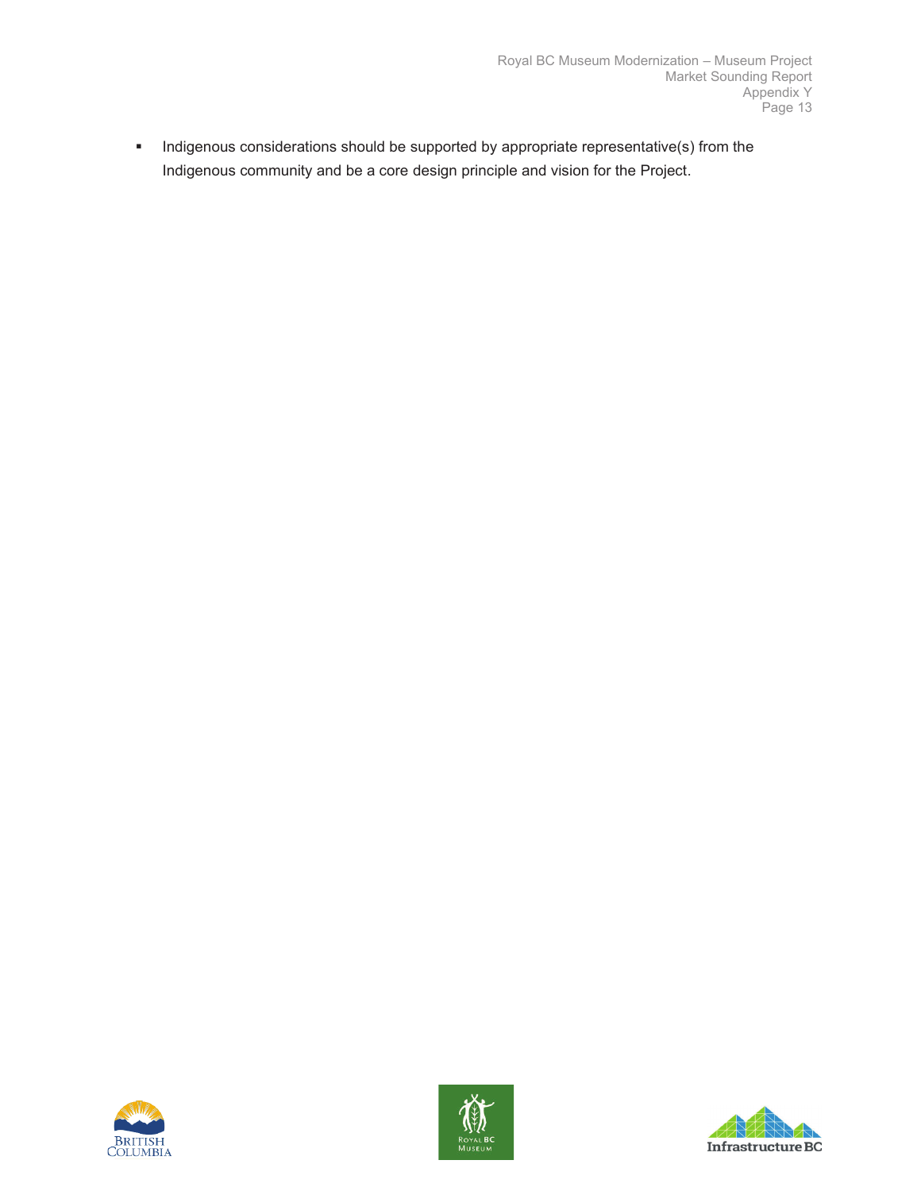- Indigenous considerations should be supported by appropriate representative(s) from the Indigenous community and be a core design principle and vision for the Project.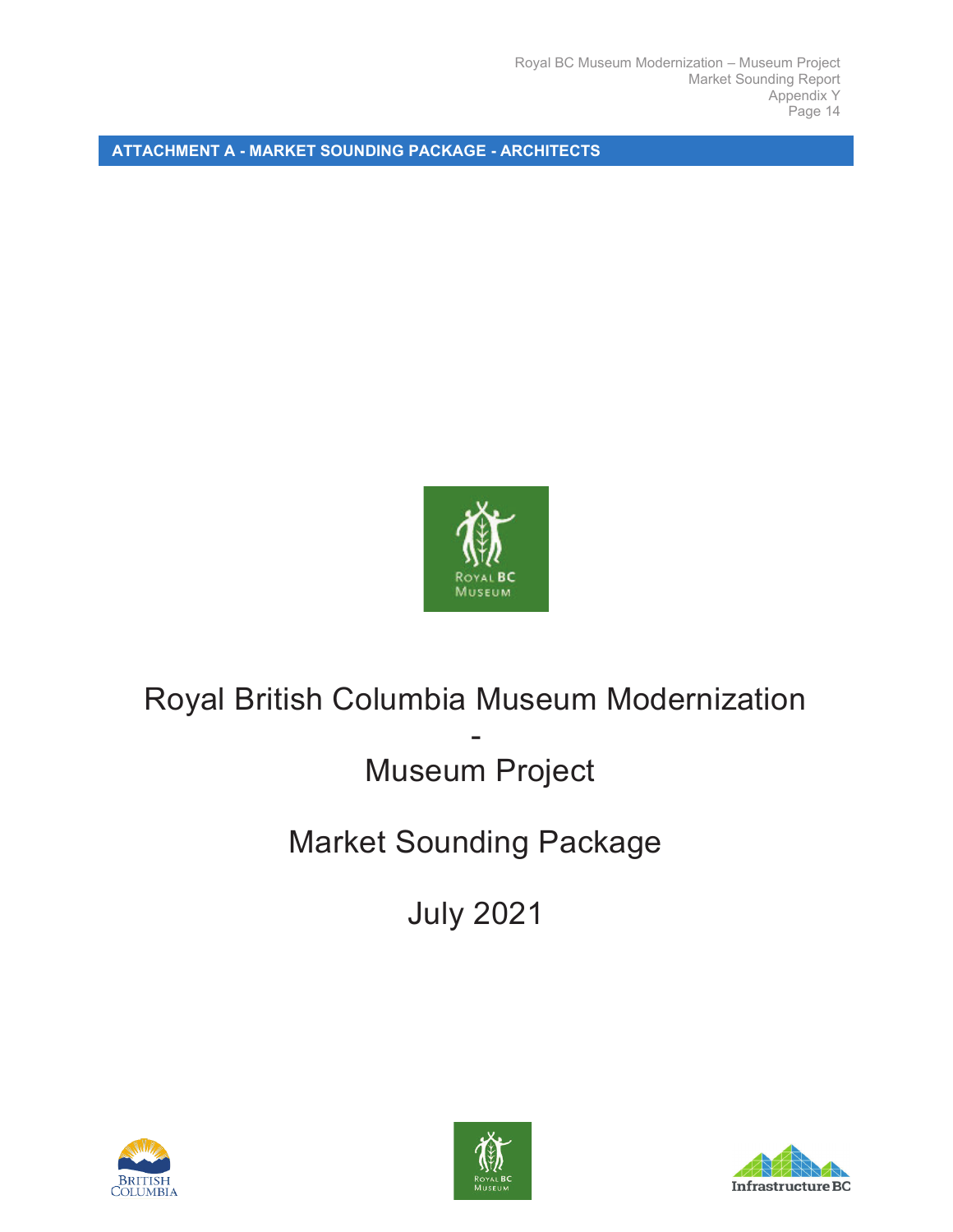**ATTACHMENT A - MARKET SOUNDING PACKAGE - ARCHITECTS**

# Royal British Columbia Museum Modernization - Museum Project

## Market Sounding Package

## July 2021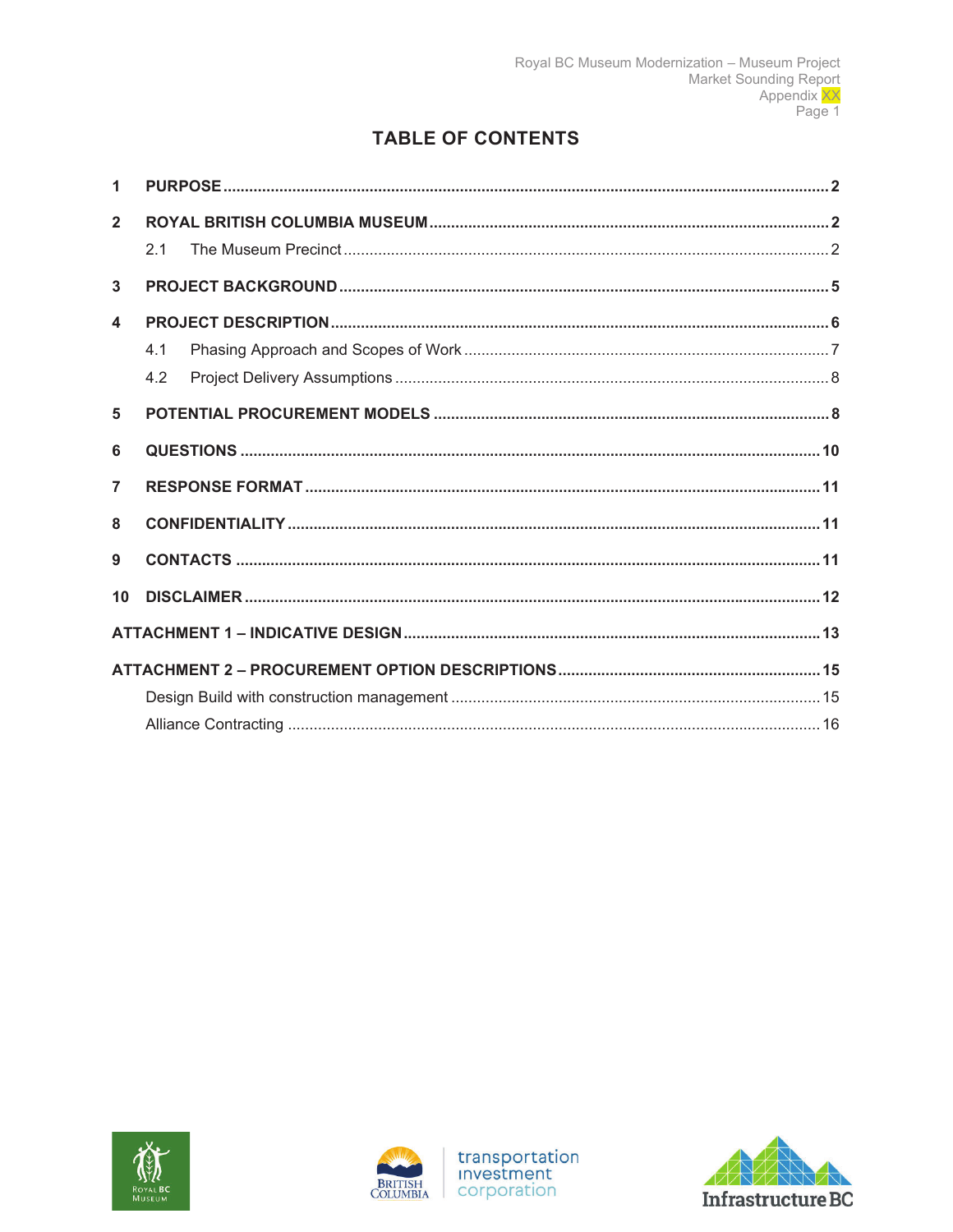# TABLE OF CONTENTS

| | | |
|---|---|---|
| **1** | **PURPOSE** | **2** |
| **2** | **ROYAL BRITISH COLUMBIA MUSEUM** | **2** |
| | 2.1 The Museum Precinct | 2 |
| **3** | **PROJECT BACKGROUND** | **5** |
| **4** | **PROJECT DESCRIPTION** | **6** |
| | 4.1 Phasing Approach and Scopes of Work | 7 |
| | 4.2 Project Delivery Assumptions | 8 |
| **5** | **POTENTIAL PROCUREMENT MODELS** | **8** |
| **6** | **QUESTIONS** | **10** |
| **7** | **RESPONSE FORMAT** | **11** |
| **8** | **CONFIDENTIALITY** | **11** |
| **9** | **CONTACTS** | **11** |
| **10** | **DISCLAIMER** | **12** |
| **ATTACHMENT 1 – INDICATIVE DESIGN** | | **13** |
| **ATTACHMENT 2 – PROCUREMENT OPTION DESCRIPTIONS** | | **15** |
| | Design Build with construction management | 15 |
| | Alliance Contracting | 16 |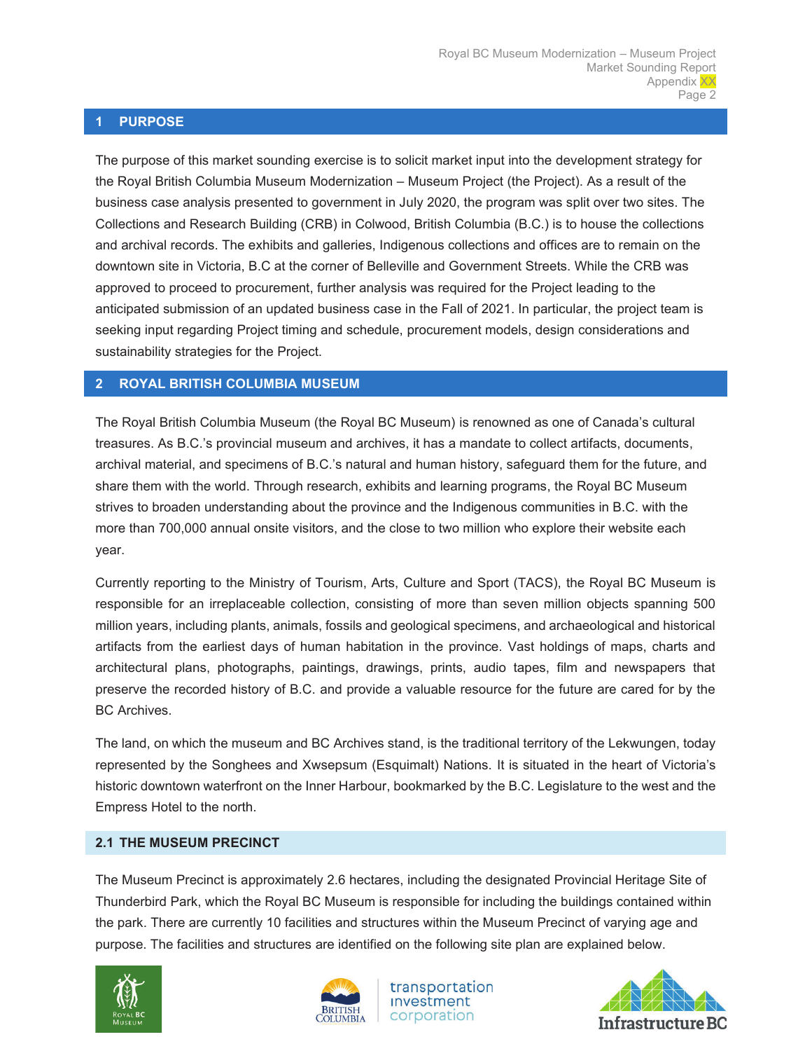## 1 PURPOSE

The purpose of this market sounding exercise is to solicit market input into the development strategy for the Royal British Columbia Museum Modernization – Museum Project (the Project). As a result of the business case analysis presented to government in July 2020, the program was split over two sites. The Collections and Research Building (CRB) in Colwood, British Columbia (B.C.) is to house the collections and archival records. The exhibits and galleries, Indigenous collections and offices are to remain on the downtown site in Victoria, B.C at the corner of Belleville and Government Streets. While the CRB was approved to proceed to procurement, further analysis was required for the Project leading to the anticipated submission of an updated business case in the Fall of 2021. In particular, the project team is seeking input regarding Project timing and schedule, procurement models, design considerations and sustainability strategies for the Project.

## 2 ROYAL BRITISH COLUMBIA MUSEUM

The Royal British Columbia Museum (the Royal BC Museum) is renowned as one of Canada's cultural treasures. As B.C.'s provincial museum and archives, it has a mandate to collect artifacts, documents, archival material, and specimens of B.C.'s natural and human history, safeguard them for the future, and share them with the world. Through research, exhibits and learning programs, the Royal BC Museum strives to broaden understanding about the province and the Indigenous communities in B.C. with the more than 700,000 annual onsite visitors, and the close to two million who explore their website each year.

Currently reporting to the Ministry of Tourism, Arts, Culture and Sport (TACS), the Royal BC Museum is responsible for an irreplaceable collection, consisting of more than seven million objects spanning 500 million years, including plants, animals, fossils and geological specimens, and archaeological and historical artifacts from the earliest days of human habitation in the province. Vast holdings of maps, charts and architectural plans, photographs, paintings, drawings, prints, audio tapes, film and newspapers that preserve the recorded history of B.C. and provide a valuable resource for the future are cared for by the BC Archives.

The land, on which the museum and BC Archives stand, is the traditional territory of the Lekwungen, today represented by the Songhees and Xwsepsum (Esquimalt) Nations. It is situated in the heart of Victoria's historic downtown waterfront on the Inner Harbour, bookmarked by the B.C. Legislature to the west and the Empress Hotel to the north.

### 2.1 THE MUSEUM PRECINCT

The Museum Precinct is approximately 2.6 hectares, including the designated Provincial Heritage Site of Thunderbird Park, which the Royal BC Museum is responsible for including the buildings contained within the park. There are currently 10 facilities and structures within the Museum Precinct of varying age and purpose. The facilities and structures are identified on the following site plan are explained below.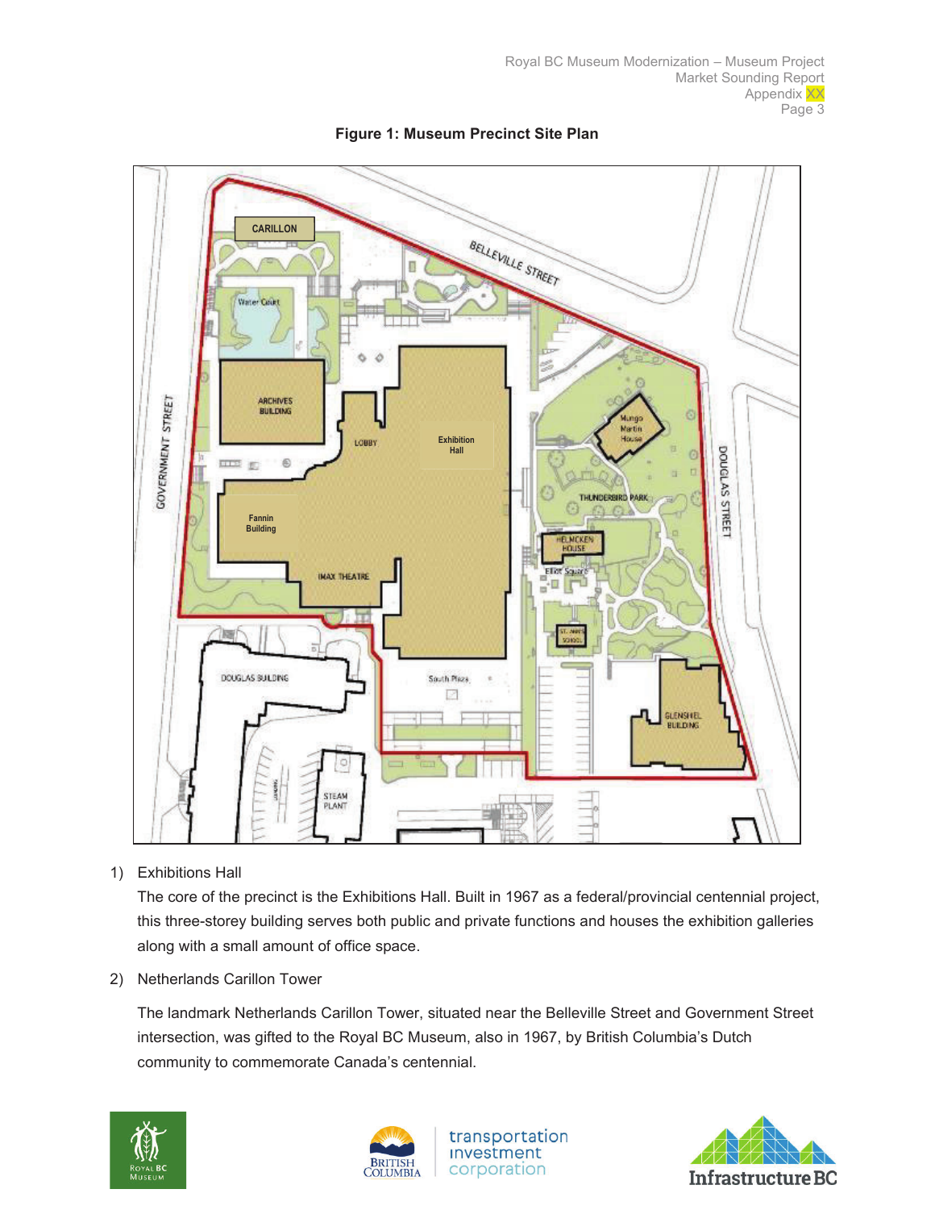**Figure 1: Museum Precinct Site Plan**

1) Exhibitions Hall

   The core of the precinct is the Exhibitions Hall. Built in 1967 as a federal/provincial centennial project, this three-storey building serves both public and private functions and houses the exhibition galleries along with a small amount of office space.

2) Netherlands Carillon Tower

   The landmark Netherlands Carillon Tower, situated near the Belleville Street and Government Street intersection, was gifted to the Royal BC Museum, also in 1967, by British Columbia's Dutch community to commemorate Canada's centennial.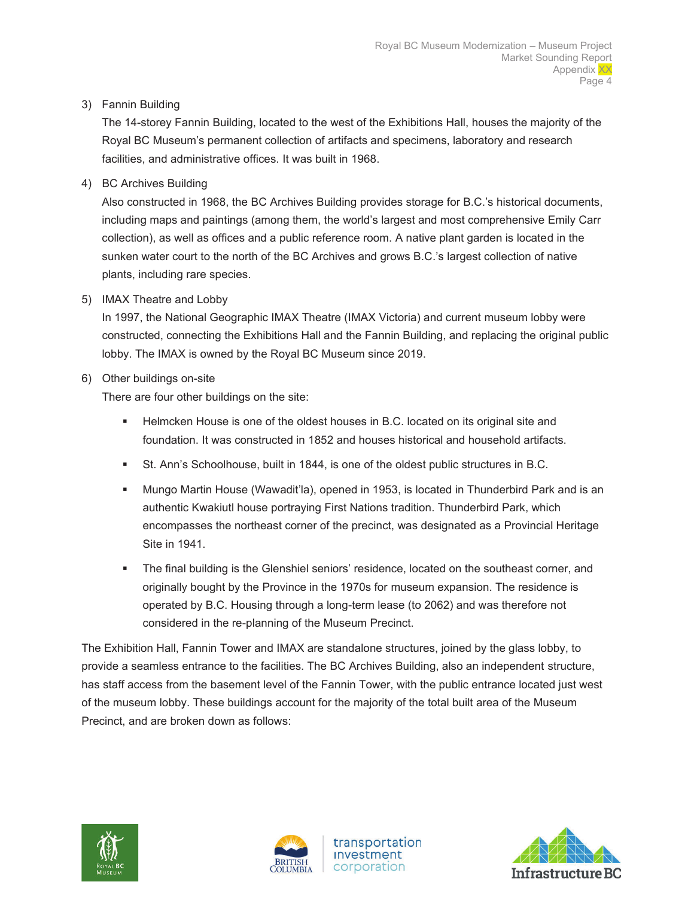3) Fannin Building

   The 14-storey Fannin Building, located to the west of the Exhibitions Hall, houses the majority of the Royal BC Museum's permanent collection of artifacts and specimens, laboratory and research facilities, and administrative offices. It was built in 1968.

4) BC Archives Building

   Also constructed in 1968, the BC Archives Building provides storage for B.C.'s historical documents, including maps and paintings (among them, the world's largest and most comprehensive Emily Carr collection), as well as offices and a public reference room. A native plant garden is located in the sunken water court to the north of the BC Archives and grows B.C.'s largest collection of native plants, including rare species.

5) IMAX Theatre and Lobby

   In 1997, the National Geographic IMAX Theatre (IMAX Victoria) and current museum lobby were constructed, connecting the Exhibitions Hall and the Fannin Building, and replacing the original public lobby. The IMAX is owned by the Royal BC Museum since 2019.

6) Other buildings on-site

   There are four other buildings on the site:

   - Helmcken House is one of the oldest houses in B.C. located on its original site and foundation. It was constructed in 1852 and houses historical and household artifacts.
   - St. Ann's Schoolhouse, built in 1844, is one of the oldest public structures in B.C.
   - Mungo Martin House (Wawadit'la), opened in 1953, is located in Thunderbird Park and is an authentic Kwakiutl house portraying First Nations tradition. Thunderbird Park, which encompasses the northeast corner of the precinct, was designated as a Provincial Heritage Site in 1941.
   - The final building is the Glenshiel seniors' residence, located on the southeast corner, and originally bought by the Province in the 1970s for museum expansion. The residence is operated by B.C. Housing through a long-term lease (to 2062) and was therefore not considered in the re-planning of the Museum Precinct.

The Exhibition Hall, Fannin Tower and IMAX are standalone structures, joined by the glass lobby, to provide a seamless entrance to the facilities. The BC Archives Building, also an independent structure, has staff access from the basement level of the Fannin Tower, with the public entrance located just west of the museum lobby. These buildings account for the majority of the total built area of the Museum Precinct, and are broken down as follows: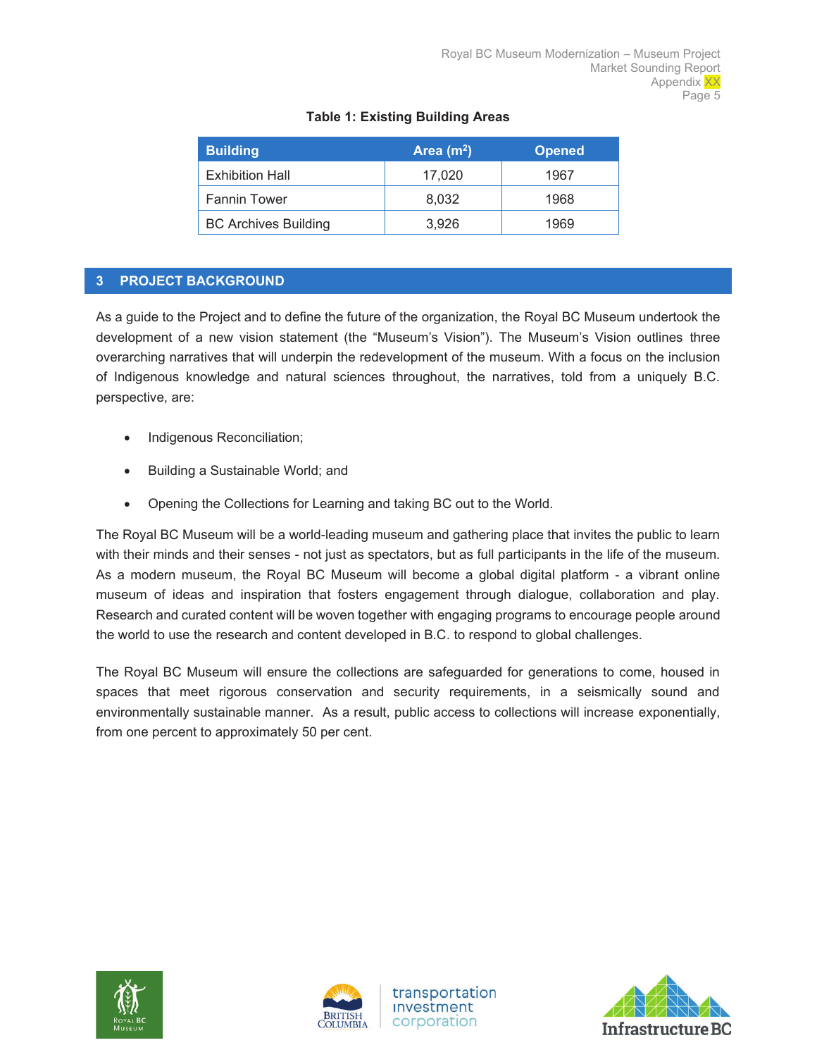**Table 1: Existing Building Areas**

| Building | Area ($m^2$) | Opened |
| --- | --- | --- |
| Exhibition Hall | 17,020 | 1967 |
| Fannin Tower | 8,032 | 1968 |
| BC Archives Building | 3,926 | 1969 |

## 3 PROJECT BACKGROUND

As a guide to the Project and to define the future of the organization, the Royal BC Museum undertook the development of a new vision statement (the "Museum's Vision"). The Museum's Vision outlines three overarching narratives that will underpin the redevelopment of the museum. With a focus on the inclusion of Indigenous knowledge and natural sciences throughout, the narratives, told from a uniquely B.C. perspective, are:

- Indigenous Reconciliation;
- Building a Sustainable World; and
- Opening the Collections for Learning and taking BC out to the World.

The Royal BC Museum will be a world-leading museum and gathering place that invites the public to learn with their minds and their senses - not just as spectators, but as full participants in the life of the museum. As a modern museum, the Royal BC Museum will become a global digital platform - a vibrant online museum of ideas and inspiration that fosters engagement through dialogue, collaboration and play. Research and curated content will be woven together with engaging programs to encourage people around the world to use the research and content developed in B.C. to respond to global challenges.

The Royal BC Museum will ensure the collections are safeguarded for generations to come, housed in spaces that meet rigorous conservation and security requirements, in a seismically sound and environmentally sustainable manner. As a result, public access to collections will increase exponentially, from one percent to approximately 50 per cent.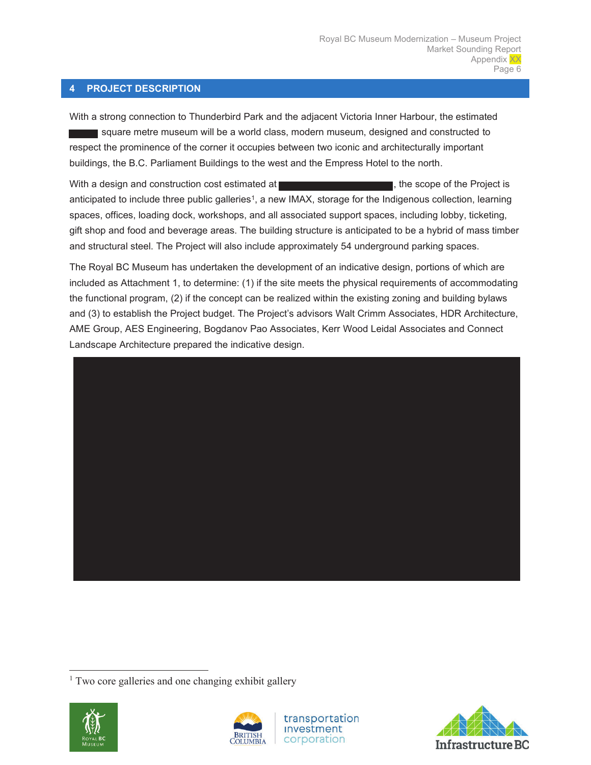## 4 PROJECT DESCRIPTION

With a strong connection to Thunderbird Park and the adjacent Victoria Inner Harbour, the estimated ██████ square metre museum will be a world class, modern museum, designed and constructed to respect the prominence of the corner it occupies between two iconic and architecturally important buildings, the B.C. Parliament Buildings to the west and the Empress Hotel to the north.

With a design and construction cost estimated at ████████████████████, the scope of the Project is anticipated to include three public galleries[1], a new IMAX, storage for the Indigenous collection, learning spaces, offices, loading dock, workshops, and all associated support spaces, including lobby, ticketing, gift shop and food and beverage areas. The building structure is anticipated to be a hybrid of mass timber and structural steel. The Project will also include approximately 54 underground parking spaces.

The Royal BC Museum has undertaken the development of an indicative design, portions of which are included as Attachment 1, to determine: (1) if the site meets the physical requirements of accommodating the functional program, (2) if the concept can be realized within the existing zoning and building bylaws and (3) to establish the Project budget. The Project's advisors Walt Crimm Associates, HDR Architecture, AME Group, AES Engineering, Bogdanov Pao Associates, Kerr Wood Leidal Associates and Connect Landscape Architecture prepared the indicative design.

---

[1] Two core galleries and one changing exhibit gallery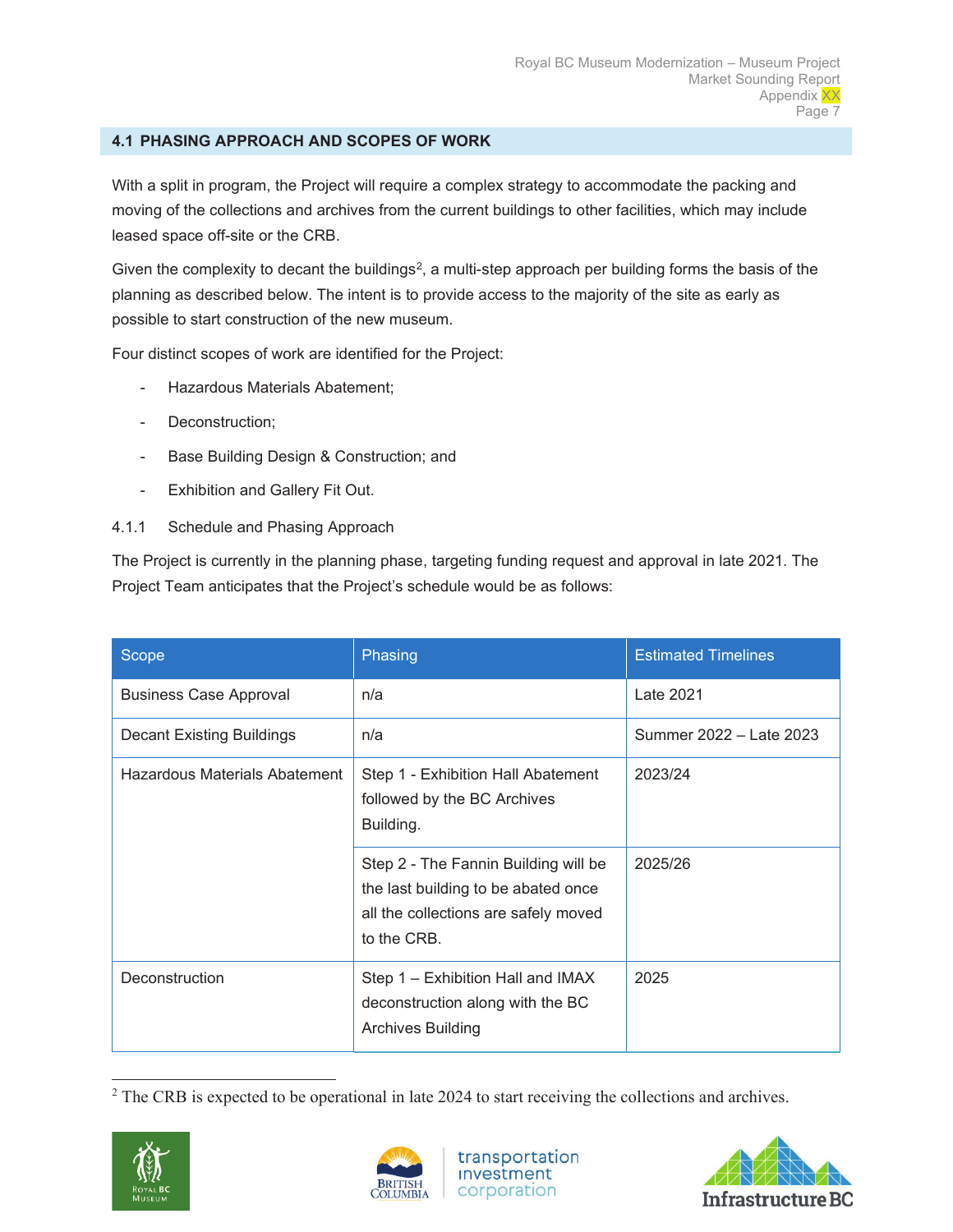## 4.1 PHASING APPROACH AND SCOPES OF WORK

With a split in program, the Project will require a complex strategy to accommodate the packing and moving of the collections and archives from the current buildings to other facilities, which may include leased space off-site or the CRB.

Given the complexity to decant the buildings[2], a multi-step approach per building forms the basis of the planning as described below. The intent is to provide access to the majority of the site as early as possible to start construction of the new museum.

Four distinct scopes of work are identified for the Project:

- Hazardous Materials Abatement;
- Deconstruction;
- Base Building Design & Construction; and
- Exhibition and Gallery Fit Out.

### 4.1.1 Schedule and Phasing Approach

The Project is currently in the planning phase, targeting funding request and approval in late 2021. The Project Team anticipates that the Project's schedule would be as follows:

| Scope | Phasing | Estimated Timelines |
|---|---|---|
| Business Case Approval | n/a | Late 2021 |
| Decant Existing Buildings | n/a | Summer 2022 – Late 2023 |
| Hazardous Materials Abatement | Step 1 - Exhibition Hall Abatement followed by the BC Archives Building. | 2023/24 |
| | Step 2 - The Fannin Building will be the last building to be abated once all the collections are safely moved to the CRB. | 2025/26 |
| Deconstruction | Step 1 – Exhibition Hall and IMAX deconstruction along with the BC Archives Building | 2025 |

[2] The CRB is expected to be operational in late 2024 to start receiving the collections and archives.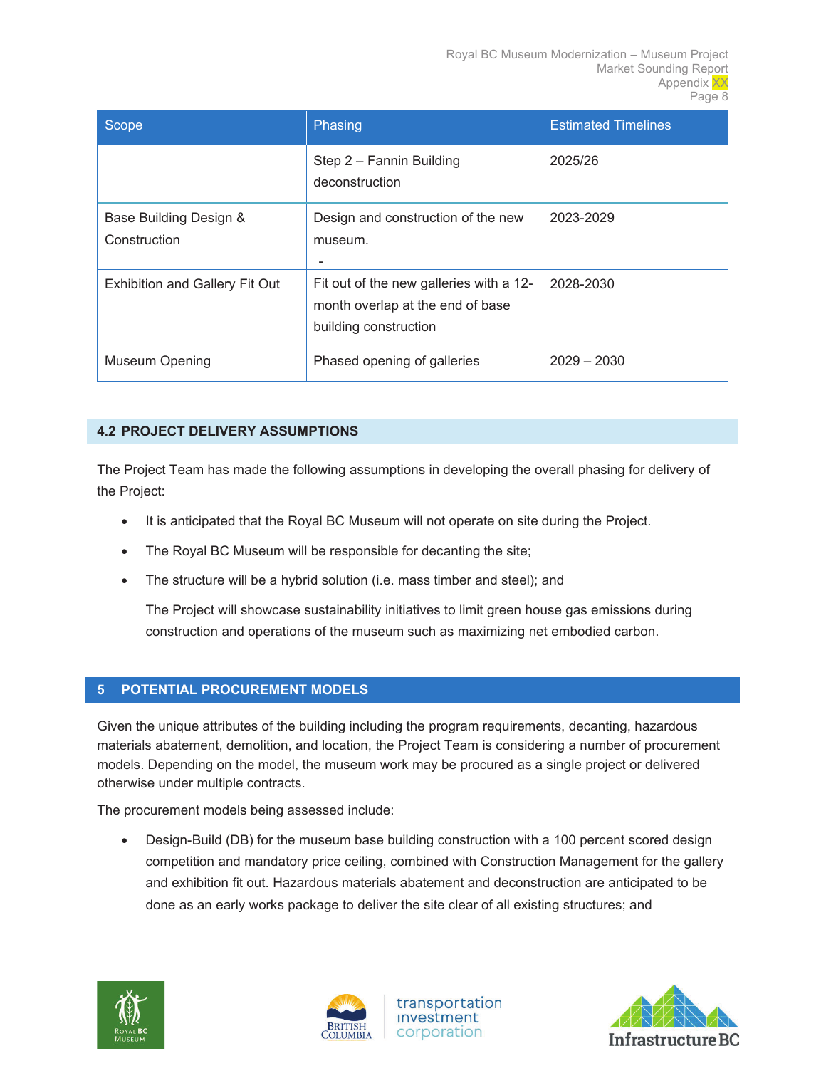| Scope | Phasing | Estimated Timelines |
| --- | --- | --- |
| | Step 2 – Fannin Building deconstruction | 2025/26 |
| Base Building Design & Construction | Design and construction of the new museum.<br>- | 2023-2029 |
| Exhibition and Gallery Fit Out | Fit out of the new galleries with a 12-month overlap at the end of base building construction | 2028-2030 |
| Museum Opening | Phased opening of galleries | 2029 – 2030 |

## 4.2 PROJECT DELIVERY ASSUMPTIONS

The Project Team has made the following assumptions in developing the overall phasing for delivery of the Project:

- It is anticipated that the Royal BC Museum will not operate on site during the Project.
- The Royal BC Museum will be responsible for decanting the site;
- The structure will be a hybrid solution (i.e. mass timber and steel); and

  The Project will showcase sustainability initiatives to limit green house gas emissions during construction and operations of the museum such as maximizing net embodied carbon.

# 5 POTENTIAL PROCUREMENT MODELS

Given the unique attributes of the building including the program requirements, decanting, hazardous materials abatement, demolition, and location, the Project Team is considering a number of procurement models. Depending on the model, the museum work may be procured as a single project or delivered otherwise under multiple contracts.

The procurement models being assessed include:

- Design-Build (DB) for the museum base building construction with a 100 percent scored design competition and mandatory price ceiling, combined with Construction Management for the gallery and exhibition fit out. Hazardous materials abatement and deconstruction are anticipated to be done as an early works package to deliver the site clear of all existing structures; and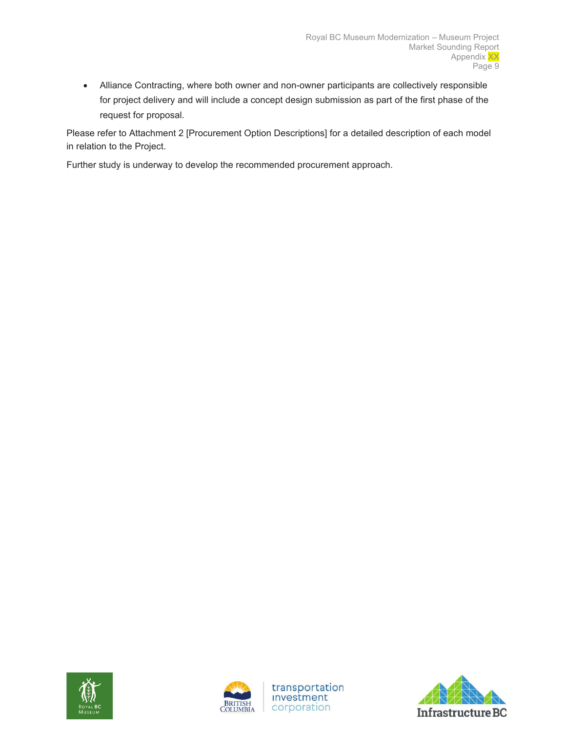- Alliance Contracting, where both owner and non-owner participants are collectively responsible for project delivery and will include a concept design submission as part of the first phase of the request for proposal.

Please refer to Attachment 2 [Procurement Option Descriptions] for a detailed description of each model in relation to the Project.

Further study is underway to develop the recommended procurement approach.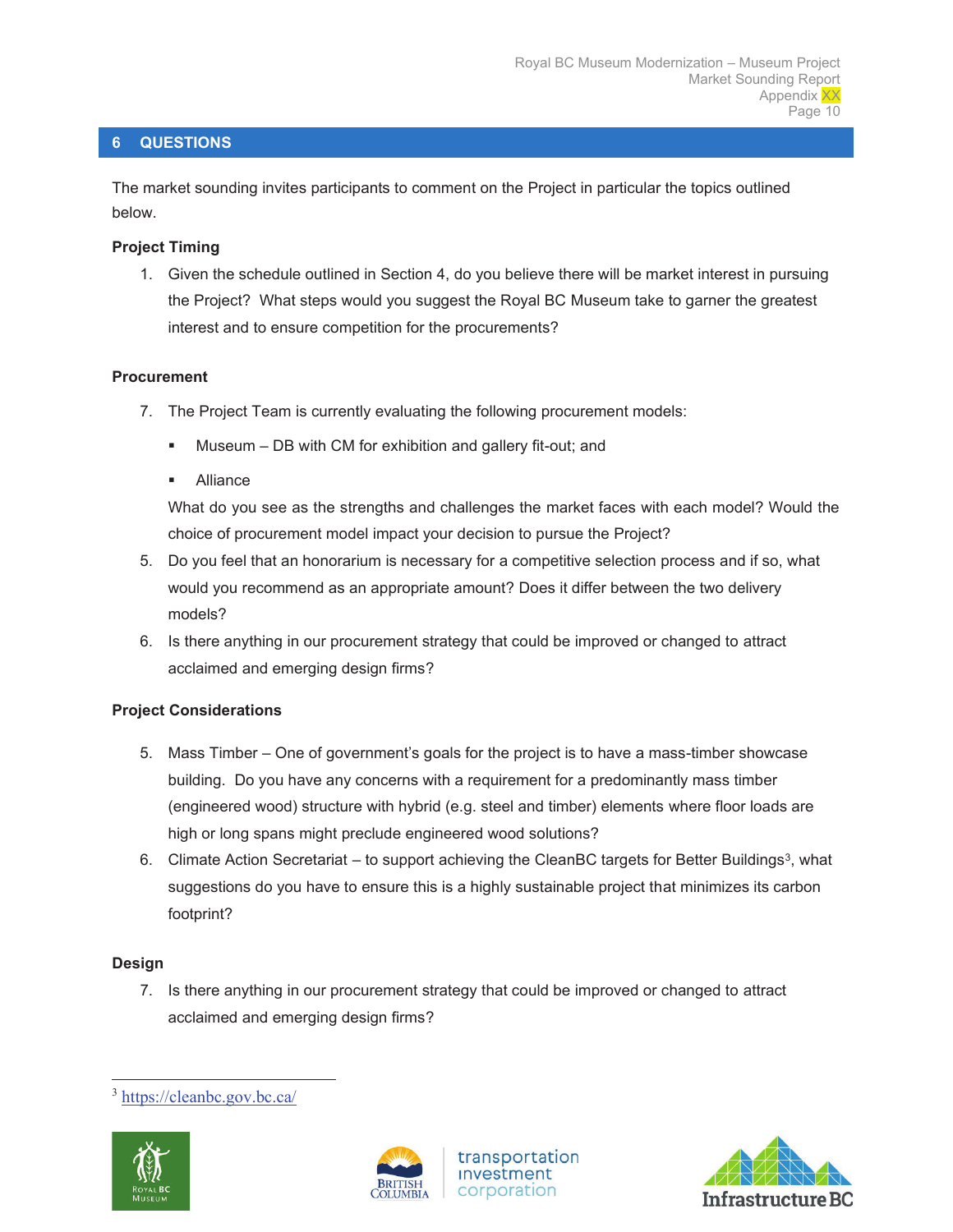## 6 QUESTIONS

The market sounding invites participants to comment on the Project in particular the topics outlined below.

**Project Timing**

1. Given the schedule outlined in Section 4, do you believe there will be market interest in pursuing the Project? What steps would you suggest the Royal BC Museum take to garner the greatest interest and to ensure competition for the procurements?

**Procurement**

7. The Project Team is currently evaluating the following procurement models:
   - Museum – DB with CM for exhibition and gallery fit-out; and
   - Alliance

   What do you see as the strengths and challenges the market faces with each model? Would the choice of procurement model impact your decision to pursue the Project?
5. Do you feel that an honorarium is necessary for a competitive selection process and if so, what would you recommend as an appropriate amount? Does it differ between the two delivery models?
6. Is there anything in our procurement strategy that could be improved or changed to attract acclaimed and emerging design firms?

**Project Considerations**

5. Mass Timber – One of government's goals for the project is to have a mass-timber showcase building. Do you have any concerns with a requirement for a predominantly mass timber (engineered wood) structure with hybrid (e.g. steel and timber) elements where floor loads are high or long spans might preclude engineered wood solutions?
6. Climate Action Secretariat – to support achieving the CleanBC targets for Better Buildings[3], what suggestions do you have to ensure this is a highly sustainable project that minimizes its carbon footprint?

**Design**

7. Is there anything in our procurement strategy that could be improved or changed to attract acclaimed and emerging design firms?

---

[3] https://cleanbc.gov.bc.ca/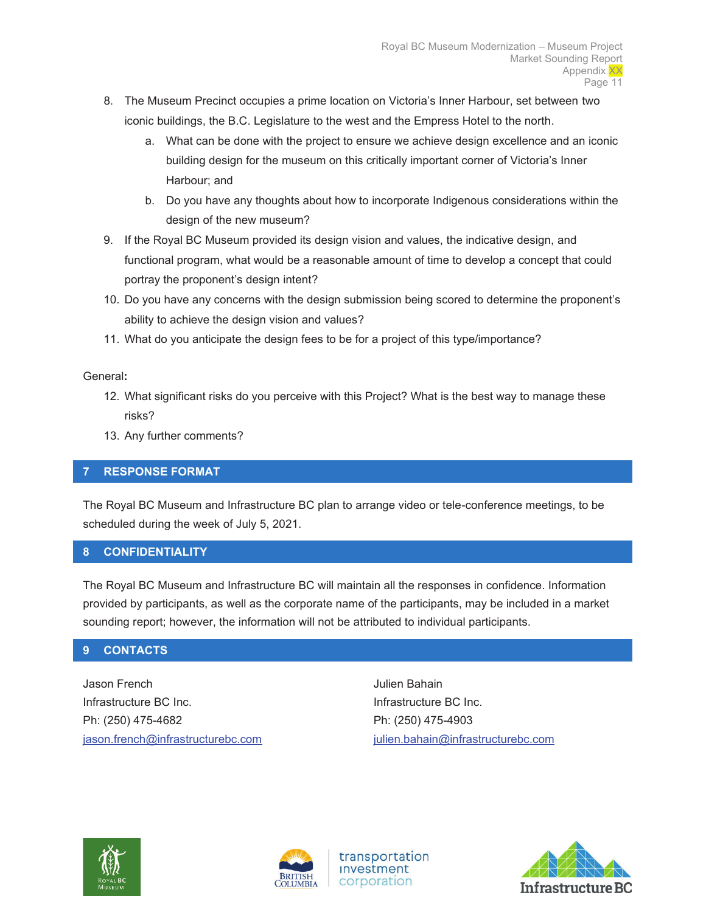8. The Museum Precinct occupies a prime location on Victoria's Inner Harbour, set between two iconic buildings, the B.C. Legislature to the west and the Empress Hotel to the north.
    a. What can be done with the project to ensure we achieve design excellence and an iconic building design for the museum on this critically important corner of Victoria's Inner Harbour; and
    b. Do you have any thoughts about how to incorporate Indigenous considerations within the design of the new museum?
9. If the Royal BC Museum provided its design vision and values, the indicative design, and functional program, what would be a reasonable amount of time to develop a concept that could portray the proponent's design intent?
10. Do you have any concerns with the design submission being scored to determine the proponent's ability to achieve the design vision and values?
11. What do you anticipate the design fees to be for a project of this type/importance?

General**:**

12. What significant risks do you perceive with this Project? What is the best way to manage these risks?
13. Any further comments?

## 7 RESPONSE FORMAT

The Royal BC Museum and Infrastructure BC plan to arrange video or tele-conference meetings, to be scheduled during the week of July 5, 2021.

## 8 CONFIDENTIALITY

The Royal BC Museum and Infrastructure BC will maintain all the responses in confidence. Information provided by participants, as well as the corporate name of the participants, may be included in a market sounding report; however, the information will not be attributed to individual participants.

## 9 CONTACTS

Jason French
Infrastructure BC Inc.
Ph: (250) 475-4682
jason.french@infrastructurebc.com

Julien Bahain
Infrastructure BC Inc.
Ph: (250) 475-4903
julien.bahain@infrastructurebc.com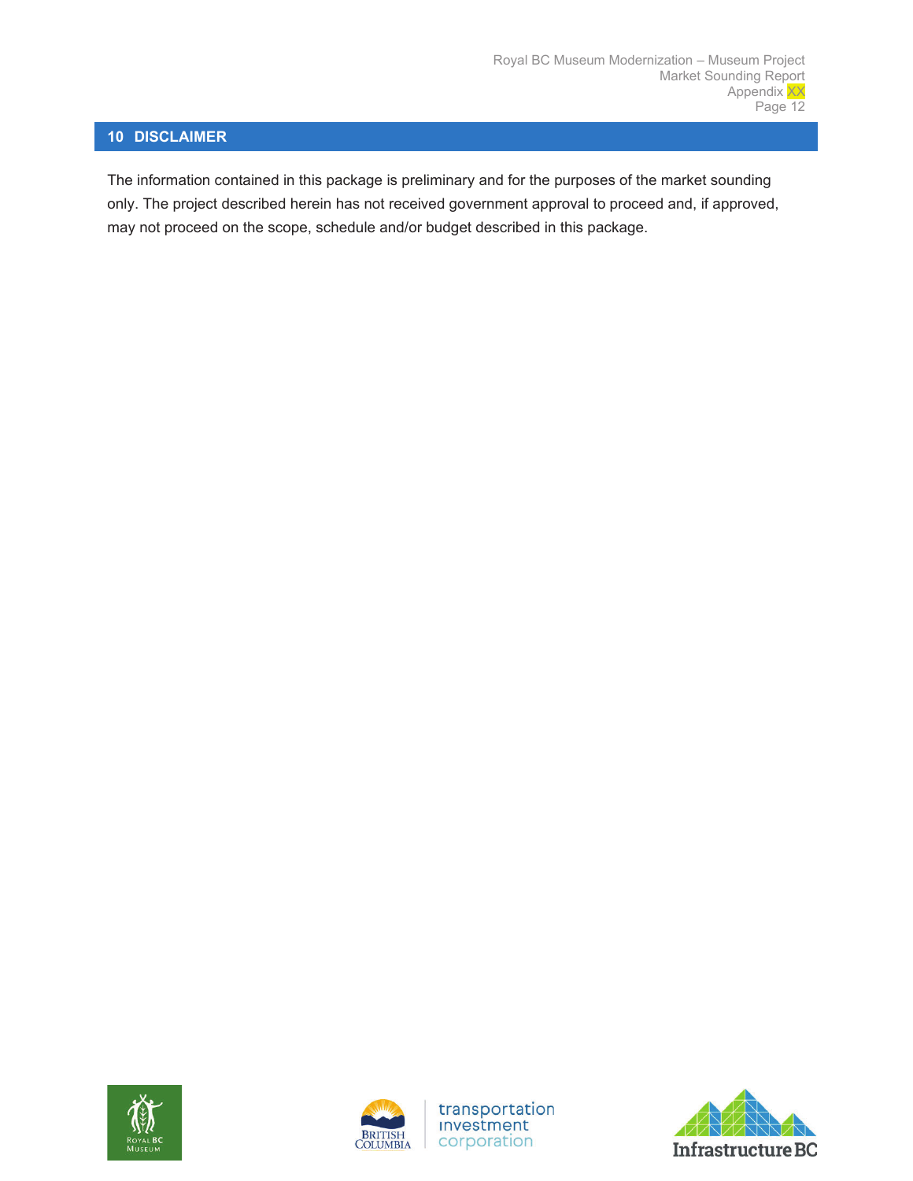## 10 DISCLAIMER

The information contained in this package is preliminary and for the purposes of the market sounding only. The project described herein has not received government approval to proceed and, if approved, may not proceed on the scope, schedule and/or budget described in this package.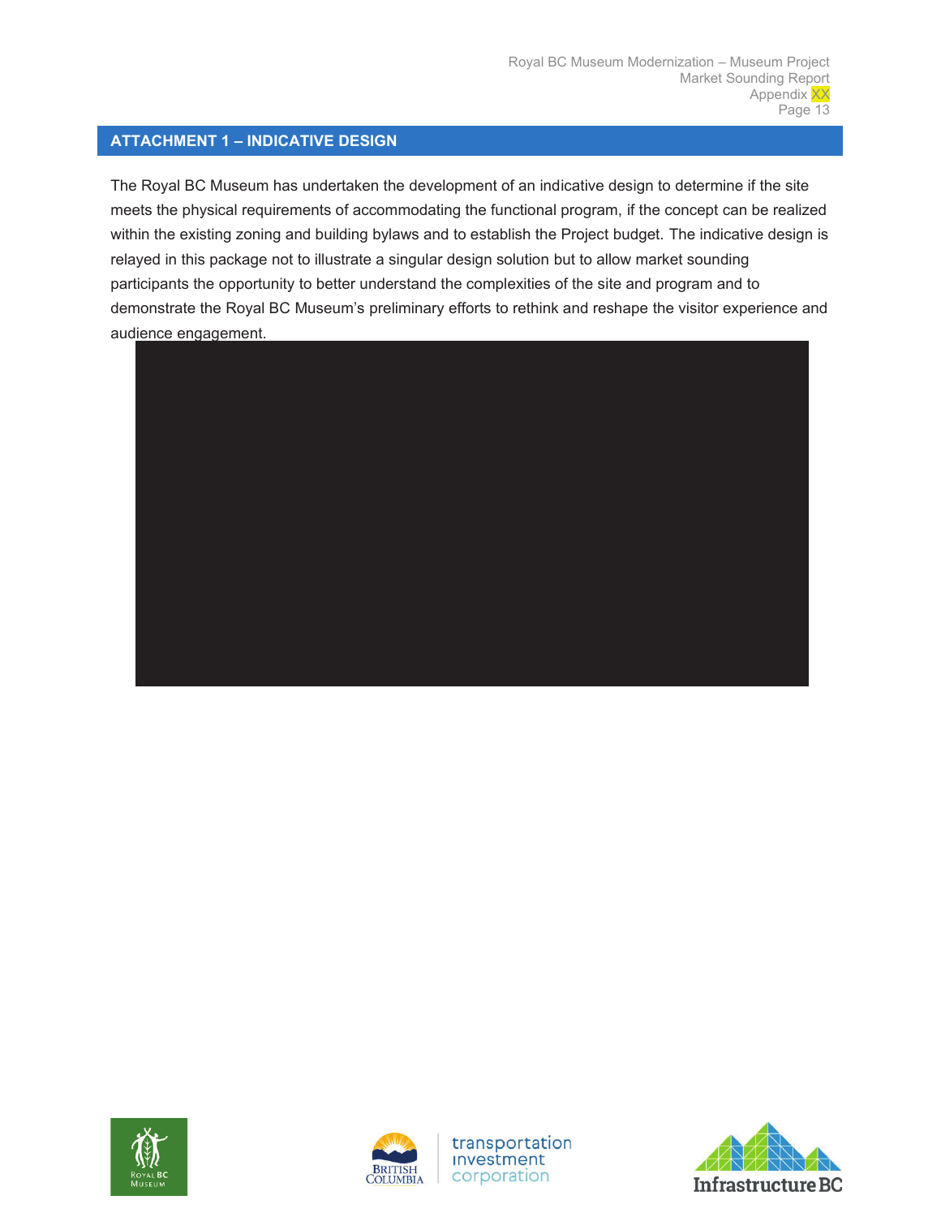## ATTACHMENT 1 – INDICATIVE DESIGN

The Royal BC Museum has undertaken the development of an indicative design to determine if the site meets the physical requirements of accommodating the functional program, if the concept can be realized within the existing zoning and building bylaws and to establish the Project budget. The indicative design is relayed in this package not to illustrate a singular design solution but to allow market sounding participants the opportunity to better understand the complexities of the site and program and to demonstrate the Royal BC Museum's preliminary efforts to rethink and reshape the visitor experience and audience engagement.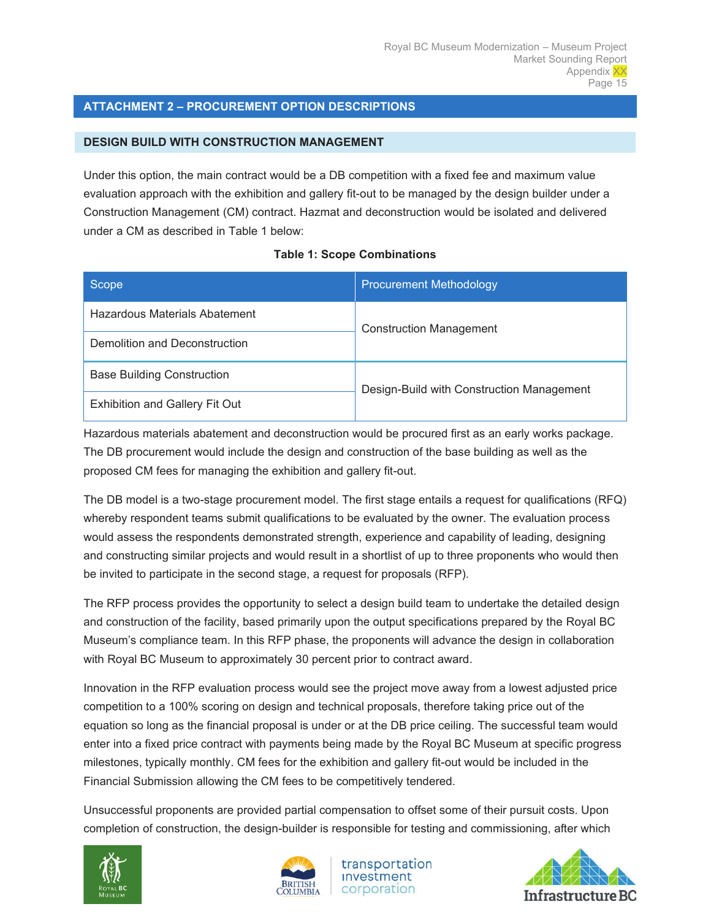## ATTACHMENT 2 – PROCUREMENT OPTION DESCRIPTIONS

### DESIGN BUILD WITH CONSTRUCTION MANAGEMENT

Under this option, the main contract would be a DB competition with a fixed fee and maximum value evaluation approach with the exhibition and gallery fit-out to be managed by the design builder under a Construction Management (CM) contract. Hazmat and deconstruction would be isolated and delivered under a CM as described in Table 1 below:

**Table 1: Scope Combinations**

| Scope | Procurement Methodology |
|---|---|
| Hazardous Materials Abatement | Construction Management |
| Demolition and Deconstruction | |
| Base Building Construction | Design-Build with Construction Management |
| Exhibition and Gallery Fit Out | |

Hazardous materials abatement and deconstruction would be procured first as an early works package. The DB procurement would include the design and construction of the base building as well as the proposed CM fees for managing the exhibition and gallery fit-out.

The DB model is a two-stage procurement model. The first stage entails a request for qualifications (RFQ) whereby respondent teams submit qualifications to be evaluated by the owner. The evaluation process would assess the respondents demonstrated strength, experience and capability of leading, designing and constructing similar projects and would result in a shortlist of up to three proponents who would then be invited to participate in the second stage, a request for proposals (RFP).

The RFP process provides the opportunity to select a design build team to undertake the detailed design and construction of the facility, based primarily upon the output specifications prepared by the Royal BC Museum's compliance team. In this RFP phase, the proponents will advance the design in collaboration with Royal BC Museum to approximately 30 percent prior to contract award.

Innovation in the RFP evaluation process would see the project move away from a lowest adjusted price competition to a 100% scoring on design and technical proposals, therefore taking price out of the equation so long as the financial proposal is under or at the DB price ceiling. The successful team would enter into a fixed price contract with payments being made by the Royal BC Museum at specific progress milestones, typically monthly. CM fees for the exhibition and gallery fit-out would be included in the Financial Submission allowing the CM fees to be competitively tendered.

Unsuccessful proponents are provided partial compensation to offset some of their pursuit costs. Upon completion of construction, the design-builder is responsible for testing and commissioning, after which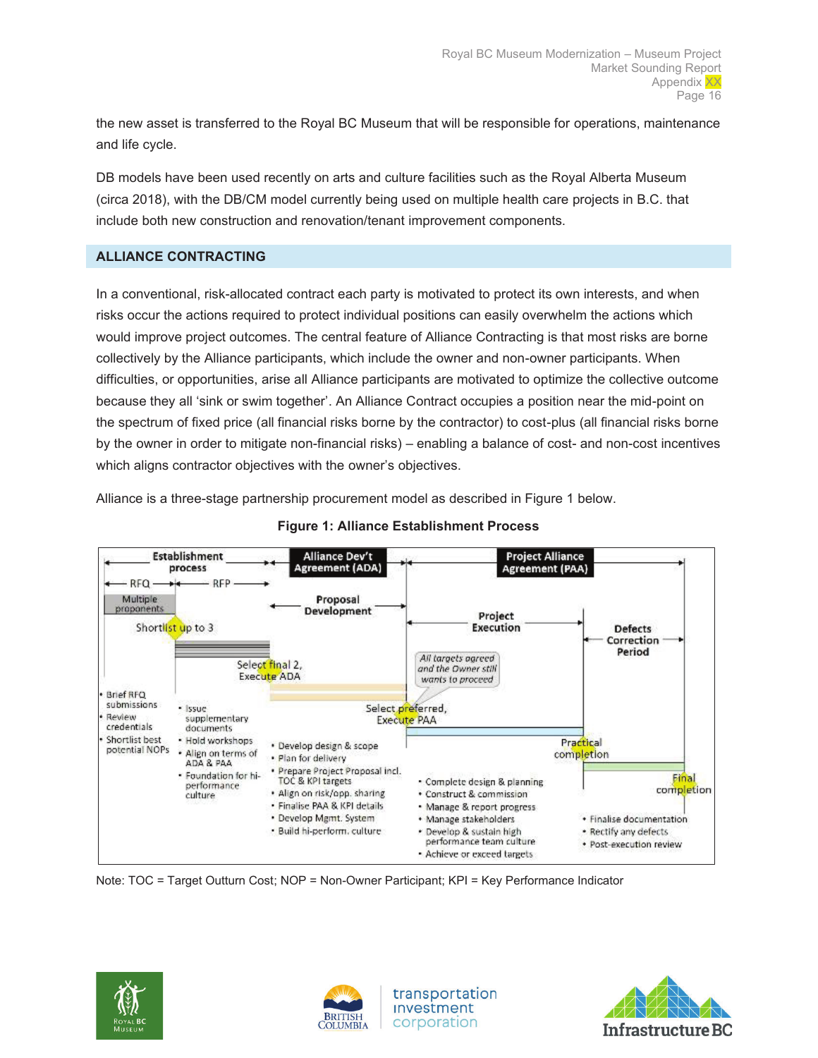the new asset is transferred to the Royal BC Museum that will be responsible for operations, maintenance and life cycle.

DB models have been used recently on arts and culture facilities such as the Royal Alberta Museum (circa 2018), with the DB/CM model currently being used on multiple health care projects in B.C. that include both new construction and renovation/tenant improvement components.

## ALLIANCE CONTRACTING

In a conventional, risk-allocated contract each party is motivated to protect its own interests, and when risks occur the actions required to protect individual positions can easily overwhelm the actions which would improve project outcomes. The central feature of Alliance Contracting is that most risks are borne collectively by the Alliance participants, which include the owner and non-owner participants. When difficulties, or opportunities, arise all Alliance participants are motivated to optimize the collective outcome because they all 'sink or swim together'. An Alliance Contract occupies a position near the mid-point on the spectrum of fixed price (all financial risks borne by the contractor) to cost-plus (all financial risks borne by the owner in order to mitigate non-financial risks) – enabling a balance of cost- and non-cost incentives which aligns contractor objectives with the owner's objectives.

Alliance is a three-stage partnership procurement model as described in Figure 1 below.

**Figure 1: Alliance Establishment Process**

| Establishment process (RFQ / RFP) | | Alliance Dev't Agreement (ADA) | Project Alliance Agreement (PAA) | |
|---|---|---|---|---|
| RFQ: Multiple proponents → Shortlist up to 3 | RFP → Select final 2, Execute ADA | Proposal Development → Select preferred, Execute PAA (All targets agreed and the Owner still wants to proceed) | Project Execution → Practical completion | Defects Correction Period → Final completion |
| • Brief RFQ submissions<br>• Review credentials<br>• Shortlist best potential NOPs | • Issue supplementary documents<br>• Hold workshops<br>• Align on terms of ADA & PAA<br>• Foundation for hi-performance culture | • Develop design & scope<br>• Plan for delivery<br>• Prepare Project Proposal incl. TOC & KPI targets<br>• Align on risk/opp. sharing<br>• Finalise PAA & KPI details<br>• Develop Mgmt. System<br>• Build hi-perform. culture | • Complete design & planning<br>• Construct & commission<br>• Manage & report progress<br>• Manage stakeholders<br>• Develop & sustain high performance team culture<br>• Achieve or exceed targets | • Finalise documentation<br>• Rectify any defects<br>• Post-execution review |

Note: TOC = Target Outturn Cost; NOP = Non-Owner Participant; KPI = Key Performance Indicator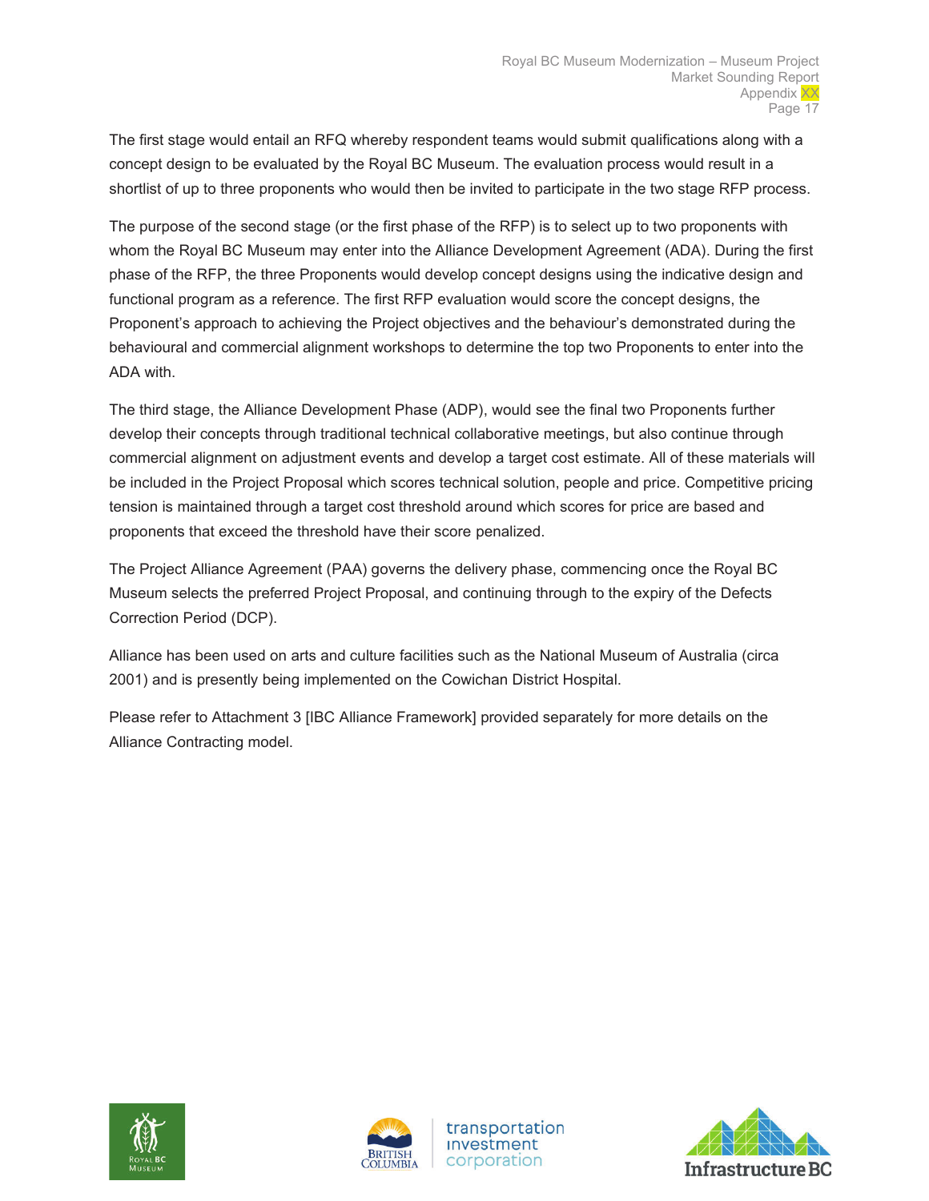The first stage would entail an RFQ whereby respondent teams would submit qualifications along with a concept design to be evaluated by the Royal BC Museum. The evaluation process would result in a shortlist of up to three proponents who would then be invited to participate in the two stage RFP process.

The purpose of the second stage (or the first phase of the RFP) is to select up to two proponents with whom the Royal BC Museum may enter into the Alliance Development Agreement (ADA). During the first phase of the RFP, the three Proponents would develop concept designs using the indicative design and functional program as a reference. The first RFP evaluation would score the concept designs, the Proponent's approach to achieving the Project objectives and the behaviour's demonstrated during the behavioural and commercial alignment workshops to determine the top two Proponents to enter into the ADA with.

The third stage, the Alliance Development Phase (ADP), would see the final two Proponents further develop their concepts through traditional technical collaborative meetings, but also continue through commercial alignment on adjustment events and develop a target cost estimate. All of these materials will be included in the Project Proposal which scores technical solution, people and price. Competitive pricing tension is maintained through a target cost threshold around which scores for price are based and proponents that exceed the threshold have their score penalized.

The Project Alliance Agreement (PAA) governs the delivery phase, commencing once the Royal BC Museum selects the preferred Project Proposal, and continuing through to the expiry of the Defects Correction Period (DCP).

Alliance has been used on arts and culture facilities such as the National Museum of Australia (circa 2001) and is presently being implemented on the Cowichan District Hospital.

Please refer to Attachment 3 [IBC Alliance Framework] provided separately for more details on the Alliance Contracting model.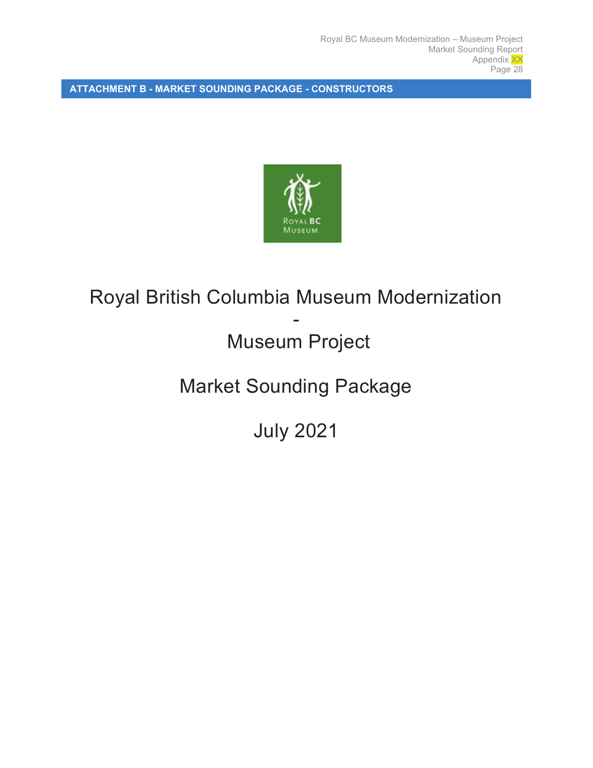**ATTACHMENT B - MARKET SOUNDING PACKAGE - CONSTRUCTORS**

# Royal British Columbia Museum Modernization
# -
# Museum Project

# Market Sounding Package

# July 2021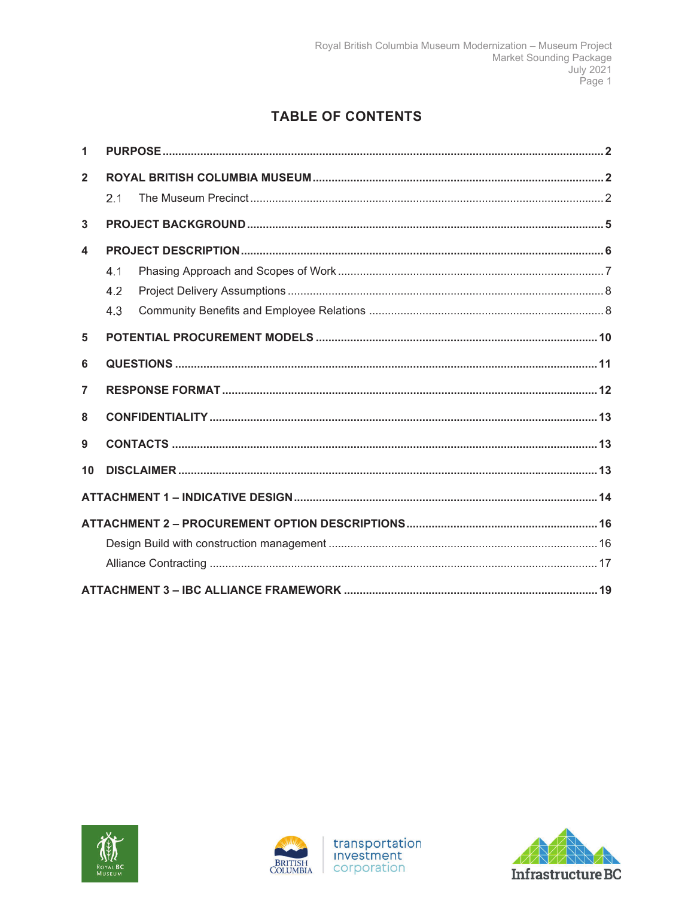# TABLE OF CONTENTS

1 **PURPOSE** .......... 2

2 **ROYAL BRITISH COLUMBIA MUSEUM** .......... 2

- 2.1 The Museum Precinct .......... 2

3 **PROJECT BACKGROUND** .......... 5

4 **PROJECT DESCRIPTION** .......... 6

- 4.1 Phasing Approach and Scopes of Work .......... 7
- 4.2 Project Delivery Assumptions .......... 8
- 4.3 Community Benefits and Employee Relations .......... 8

5 **POTENTIAL PROCUREMENT MODELS** .......... 10

6 **QUESTIONS** .......... 11

7 **RESPONSE FORMAT** .......... 12

8 **CONFIDENTIALITY** .......... 13

9 **CONTACTS** .......... 13

10 **DISCLAIMER** .......... 13

**ATTACHMENT 1 – INDICATIVE DESIGN** .......... 14

**ATTACHMENT 2 – PROCUREMENT OPTION DESCRIPTIONS** .......... 16

- Design Build with construction management .......... 16
- Alliance Contracting .......... 17

**ATTACHMENT 3 – IBC ALLIANCE FRAMEWORK** .......... 19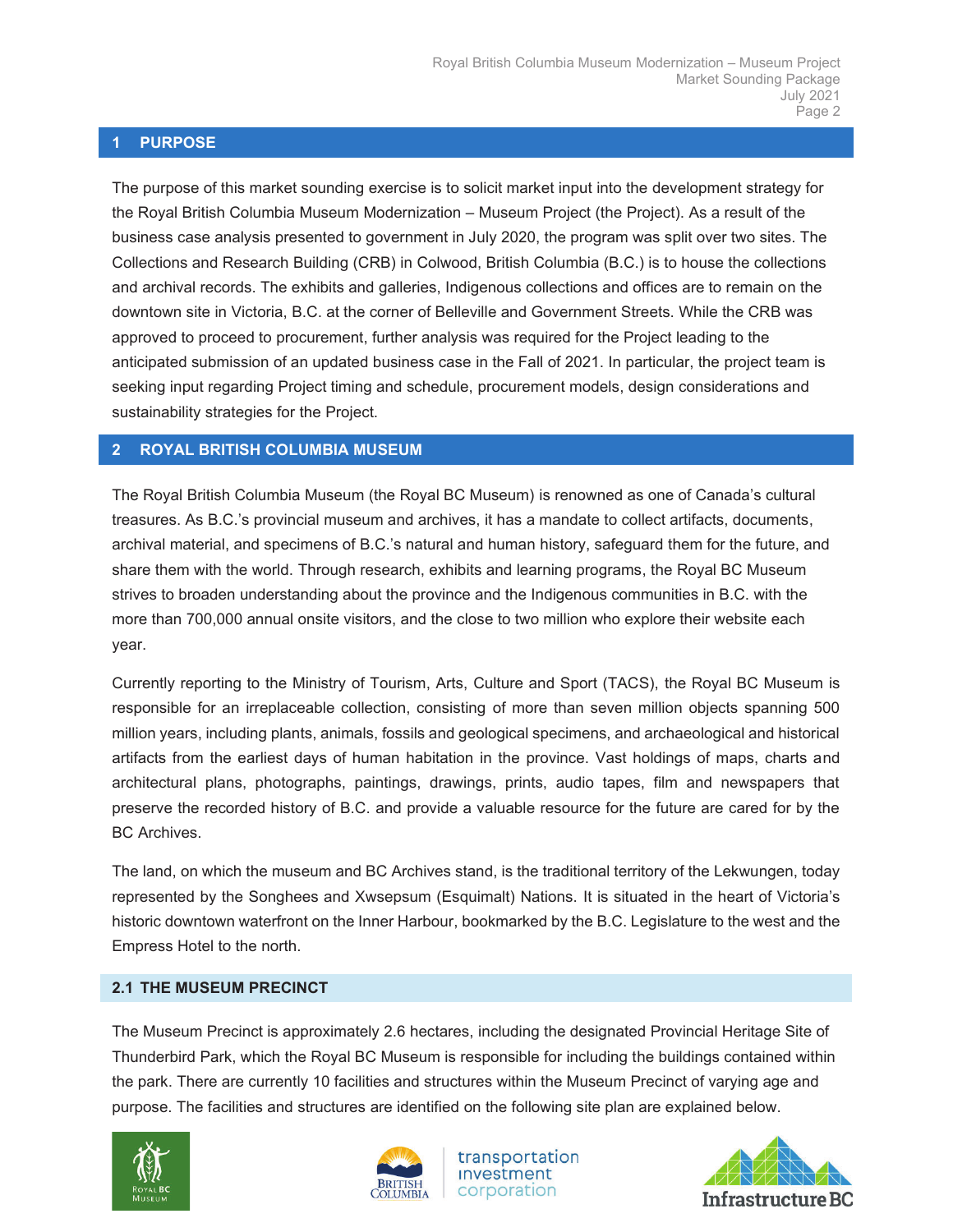## 1 PURPOSE

The purpose of this market sounding exercise is to solicit market input into the development strategy for the Royal British Columbia Museum Modernization – Museum Project (the Project). As a result of the business case analysis presented to government in July 2020, the program was split over two sites. The Collections and Research Building (CRB) in Colwood, British Columbia (B.C.) is to house the collections and archival records. The exhibits and galleries, Indigenous collections and offices are to remain on the downtown site in Victoria, B.C. at the corner of Belleville and Government Streets. While the CRB was approved to proceed to procurement, further analysis was required for the Project leading to the anticipated submission of an updated business case in the Fall of 2021. In particular, the project team is seeking input regarding Project timing and schedule, procurement models, design considerations and sustainability strategies for the Project.

## 2 ROYAL BRITISH COLUMBIA MUSEUM

The Royal British Columbia Museum (the Royal BC Museum) is renowned as one of Canada's cultural treasures. As B.C.'s provincial museum and archives, it has a mandate to collect artifacts, documents, archival material, and specimens of B.C.'s natural and human history, safeguard them for the future, and share them with the world. Through research, exhibits and learning programs, the Royal BC Museum strives to broaden understanding about the province and the Indigenous communities in B.C. with the more than 700,000 annual onsite visitors, and the close to two million who explore their website each year.

Currently reporting to the Ministry of Tourism, Arts, Culture and Sport (TACS), the Royal BC Museum is responsible for an irreplaceable collection, consisting of more than seven million objects spanning 500 million years, including plants, animals, fossils and geological specimens, and archaeological and historical artifacts from the earliest days of human habitation in the province. Vast holdings of maps, charts and architectural plans, photographs, paintings, drawings, prints, audio tapes, film and newspapers that preserve the recorded history of B.C. and provide a valuable resource for the future are cared for by the BC Archives.

The land, on which the museum and BC Archives stand, is the traditional territory of the Lekwungen, today represented by the Songhees and Xwsepsum (Esquimalt) Nations. It is situated in the heart of Victoria's historic downtown waterfront on the Inner Harbour, bookmarked by the B.C. Legislature to the west and the Empress Hotel to the north.

### 2.1 THE MUSEUM PRECINCT

The Museum Precinct is approximately 2.6 hectares, including the designated Provincial Heritage Site of Thunderbird Park, which the Royal BC Museum is responsible for including the buildings contained within the park. There are currently 10 facilities and structures within the Museum Precinct of varying age and purpose. The facilities and structures are identified on the following site plan are explained below.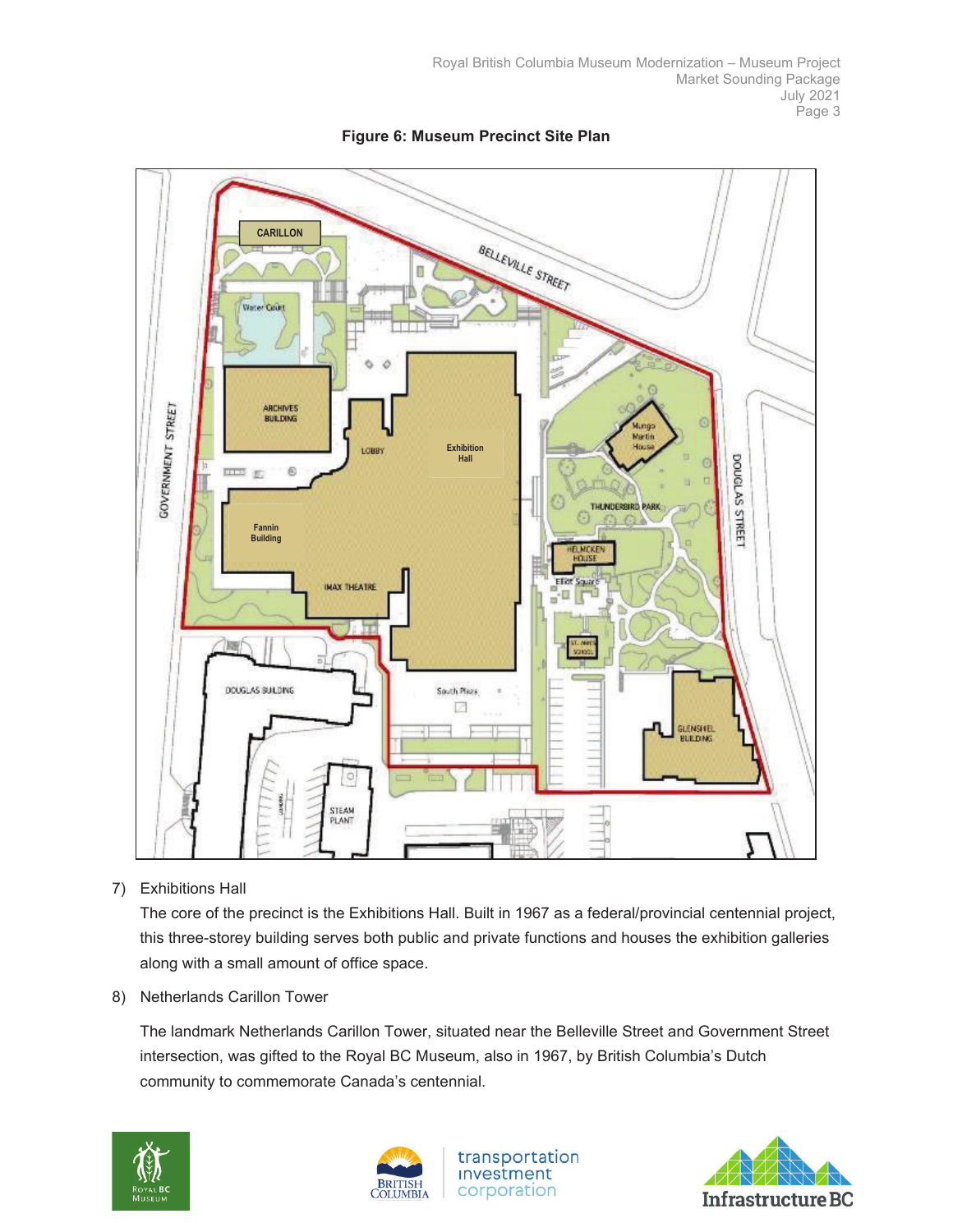**Figure 6: Museum Precinct Site Plan**

7) Exhibitions Hall

   The core of the precinct is the Exhibitions Hall. Built in 1967 as a federal/provincial centennial project, this three-storey building serves both public and private functions and houses the exhibition galleries along with a small amount of office space.

8) Netherlands Carillon Tower

   The landmark Netherlands Carillon Tower, situated near the Belleville Street and Government Street intersection, was gifted to the Royal BC Museum, also in 1967, by British Columbia's Dutch community to commemorate Canada's centennial.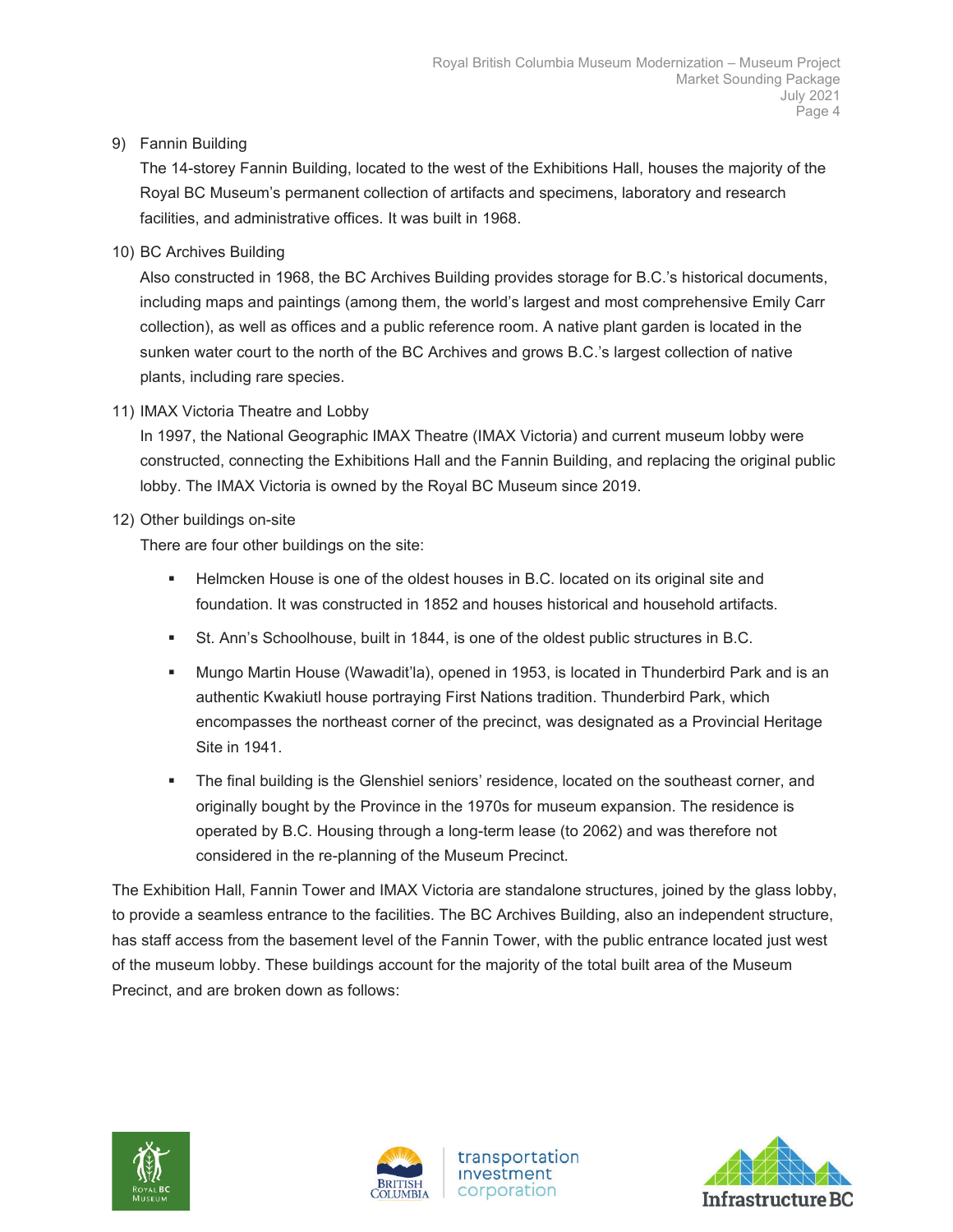9) Fannin Building

   The 14-storey Fannin Building, located to the west of the Exhibitions Hall, houses the majority of the Royal BC Museum's permanent collection of artifacts and specimens, laboratory and research facilities, and administrative offices. It was built in 1968.

10) BC Archives Building

    Also constructed in 1968, the BC Archives Building provides storage for B.C.'s historical documents, including maps and paintings (among them, the world's largest and most comprehensive Emily Carr collection), as well as offices and a public reference room. A native plant garden is located in the sunken water court to the north of the BC Archives and grows B.C.'s largest collection of native plants, including rare species.

11) IMAX Victoria Theatre and Lobby

    In 1997, the National Geographic IMAX Theatre (IMAX Victoria) and current museum lobby were constructed, connecting the Exhibitions Hall and the Fannin Building, and replacing the original public lobby. The IMAX Victoria is owned by the Royal BC Museum since 2019.

12) Other buildings on-site

    There are four other buildings on the site:

    - Helmcken House is one of the oldest houses in B.C. located on its original site and foundation. It was constructed in 1852 and houses historical and household artifacts.
    - St. Ann's Schoolhouse, built in 1844, is one of the oldest public structures in B.C.
    - Mungo Martin House (Wawadit'la), opened in 1953, is located in Thunderbird Park and is an authentic Kwakiutl house portraying First Nations tradition. Thunderbird Park, which encompasses the northeast corner of the precinct, was designated as a Provincial Heritage Site in 1941.
    - The final building is the Glenshiel seniors' residence, located on the southeast corner, and originally bought by the Province in the 1970s for museum expansion. The residence is operated by B.C. Housing through a long-term lease (to 2062) and was therefore not considered in the re-planning of the Museum Precinct.

The Exhibition Hall, Fannin Tower and IMAX Victoria are standalone structures, joined by the glass lobby, to provide a seamless entrance to the facilities. The BC Archives Building, also an independent structure, has staff access from the basement level of the Fannin Tower, with the public entrance located just west of the museum lobby. These buildings account for the majority of the total built area of the Museum Precinct, and are broken down as follows: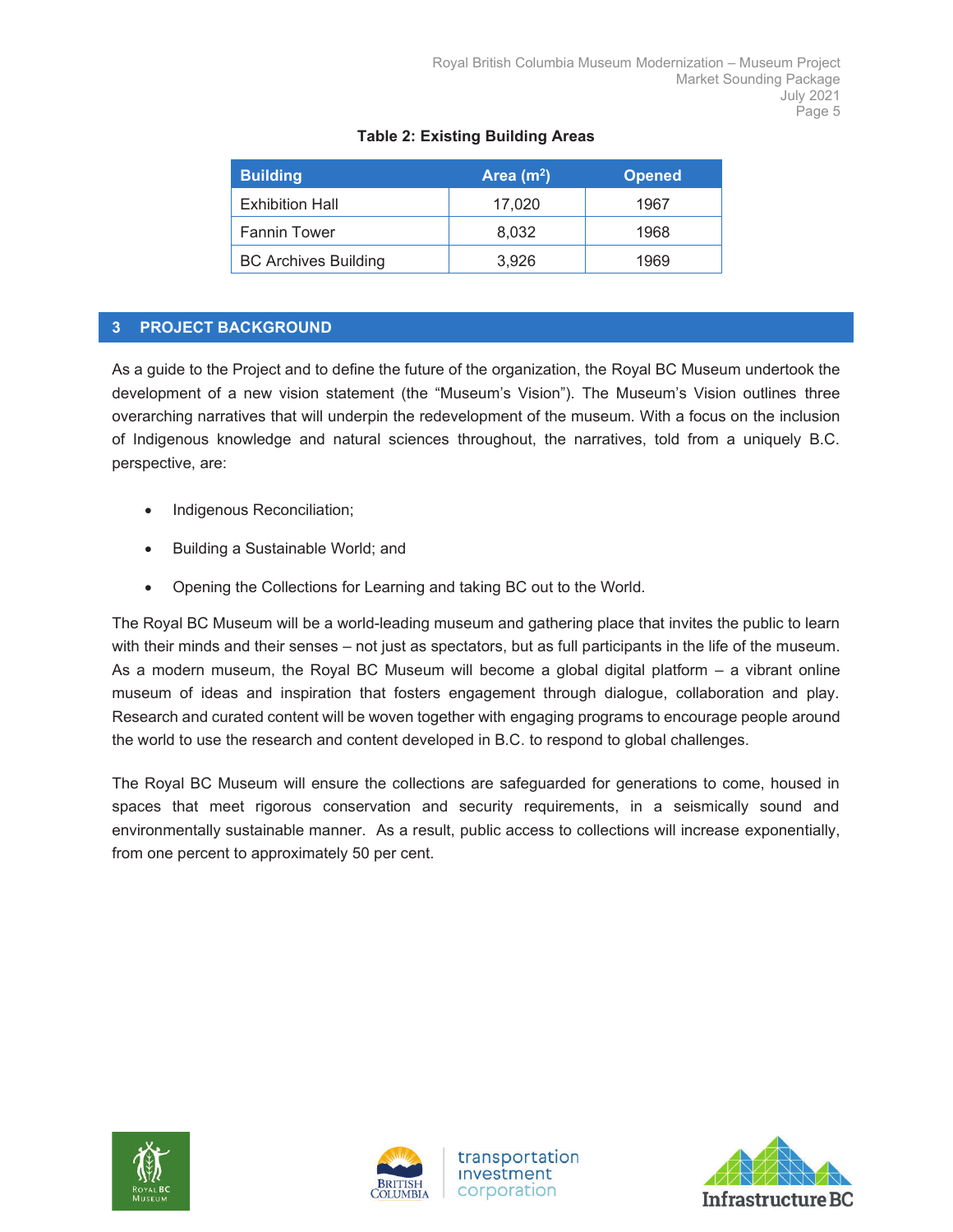**Table 2: Existing Building Areas**

| Building | Area ($m^2$) | Opened |
|---|---|---|
| Exhibition Hall | 17,020 | 1967 |
| Fannin Tower | 8,032 | 1968 |
| BC Archives Building | 3,926 | 1969 |

## 3 PROJECT BACKGROUND

As a guide to the Project and to define the future of the organization, the Royal BC Museum undertook the development of a new vision statement (the "Museum's Vision"). The Museum's Vision outlines three overarching narratives that will underpin the redevelopment of the museum. With a focus on the inclusion of Indigenous knowledge and natural sciences throughout, the narratives, told from a uniquely B.C. perspective, are:

- Indigenous Reconciliation;
- Building a Sustainable World; and
- Opening the Collections for Learning and taking BC out to the World.

The Royal BC Museum will be a world-leading museum and gathering place that invites the public to learn with their minds and their senses – not just as spectators, but as full participants in the life of the museum. As a modern museum, the Royal BC Museum will become a global digital platform – a vibrant online museum of ideas and inspiration that fosters engagement through dialogue, collaboration and play. Research and curated content will be woven together with engaging programs to encourage people around the world to use the research and content developed in B.C. to respond to global challenges.

The Royal BC Museum will ensure the collections are safeguarded for generations to come, housed in spaces that meet rigorous conservation and security requirements, in a seismically sound and environmentally sustainable manner. As a result, public access to collections will increase exponentially, from one percent to approximately 50 per cent.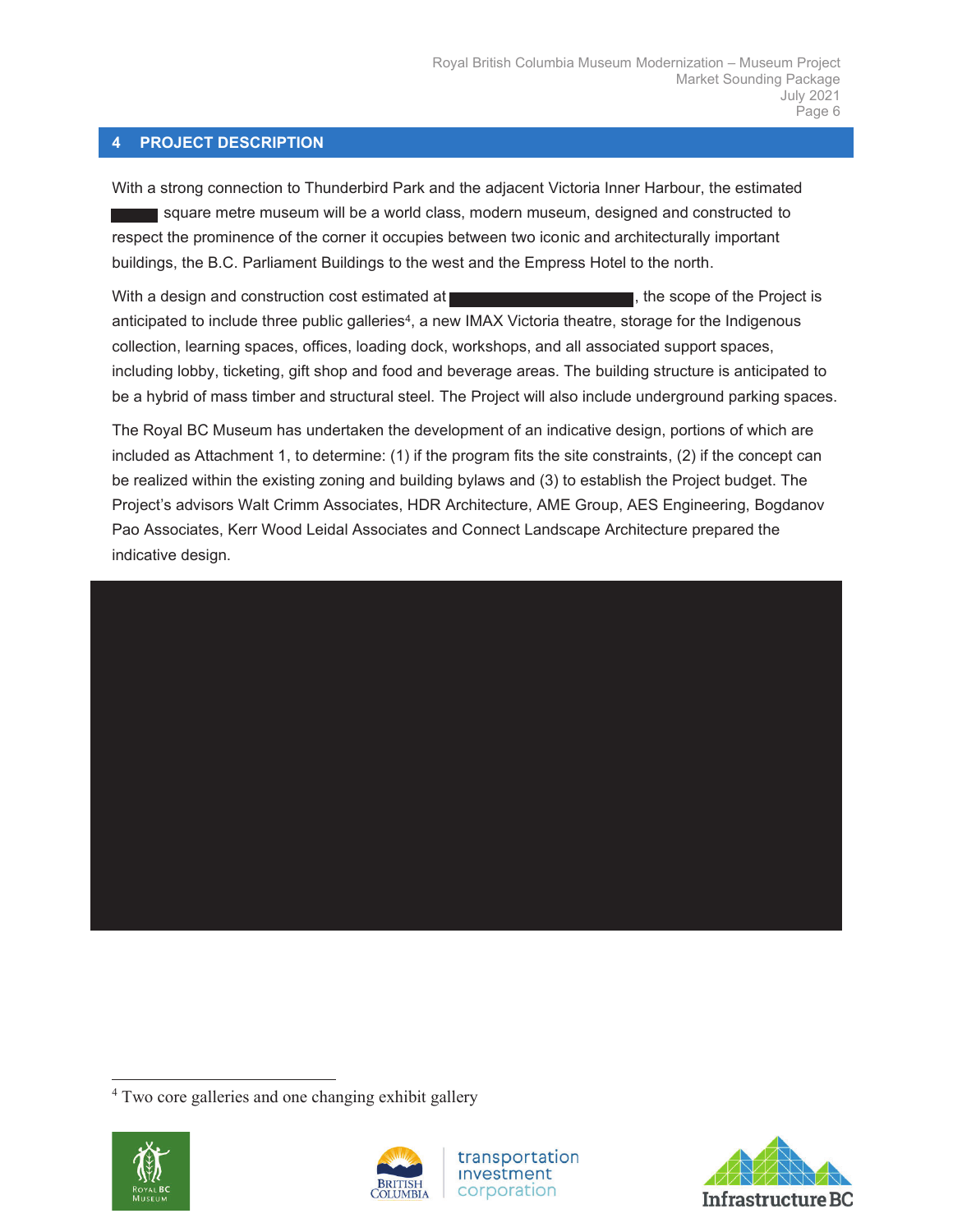## 4 PROJECT DESCRIPTION

With a strong connection to Thunderbird Park and the adjacent Victoria Inner Harbour, the estimated ████ square metre museum will be a world class, modern museum, designed and constructed to respect the prominence of the corner it occupies between two iconic and architecturally important buildings, the B.C. Parliament Buildings to the west and the Empress Hotel to the north.

With a design and construction cost estimated at ████████████, the scope of the Project is anticipated to include three public galleries[4], a new IMAX Victoria theatre, storage for the Indigenous collection, learning spaces, offices, loading dock, workshops, and all associated support spaces, including lobby, ticketing, gift shop and food and beverage areas. The building structure is anticipated to be a hybrid of mass timber and structural steel. The Project will also include underground parking spaces.

The Royal BC Museum has undertaken the development of an indicative design, portions of which are included as Attachment 1, to determine: (1) if the program fits the site constraints, (2) if the concept can be realized within the existing zoning and building bylaws and (3) to establish the Project budget. The Project's advisors Walt Crimm Associates, HDR Architecture, AME Group, AES Engineering, Bogdanov Pao Associates, Kerr Wood Leidal Associates and Connect Landscape Architecture prepared the indicative design.

[4] Two core galleries and one changing exhibit gallery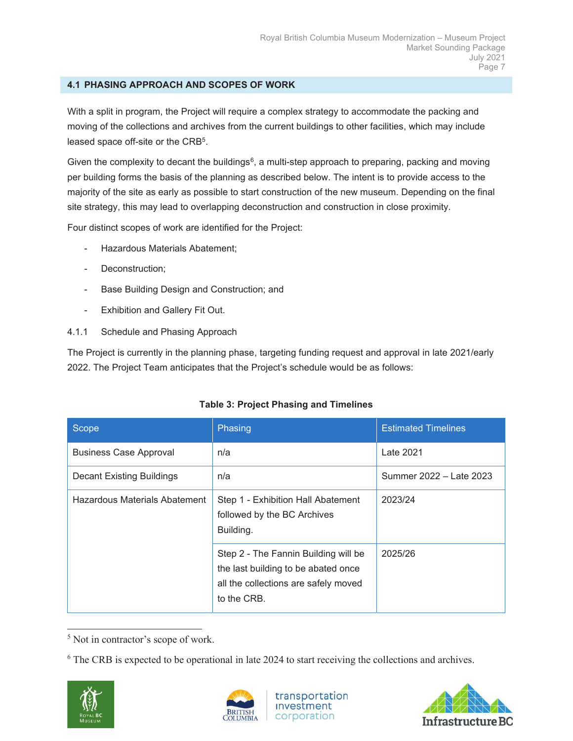## 4.1 PHASING APPROACH AND SCOPES OF WORK

With a split in program, the Project will require a complex strategy to accommodate the packing and moving of the collections and archives from the current buildings to other facilities, which may include leased space off-site or the CRB[5].

Given the complexity to decant the buildings[6], a multi-step approach to preparing, packing and moving per building forms the basis of the planning as described below. The intent is to provide access to the majority of the site as early as possible to start construction of the new museum. Depending on the final site strategy, this may lead to overlapping deconstruction and construction in close proximity.

Four distinct scopes of work are identified for the Project:

- Hazardous Materials Abatement;
- Deconstruction;
- Base Building Design and Construction; and
- Exhibition and Gallery Fit Out.

### 4.1.1 Schedule and Phasing Approach

The Project is currently in the planning phase, targeting funding request and approval in late 2021/early 2022. The Project Team anticipates that the Project's schedule would be as follows:

**Table 3: Project Phasing and Timelines**

| Scope | Phasing | Estimated Timelines |
|---|---|---|
| Business Case Approval | n/a | Late 2021 |
| Decant Existing Buildings | n/a | Summer 2022 – Late 2023 |
| Hazardous Materials Abatement | Step 1 - Exhibition Hall Abatement followed by the BC Archives Building. | 2023/24 |
| | Step 2 - The Fannin Building will be the last building to be abated once all the collections are safely moved to the CRB. | 2025/26 |

[5] Not in contractor's scope of work.

[6] The CRB is expected to be operational in late 2024 to start receiving the collections and archives.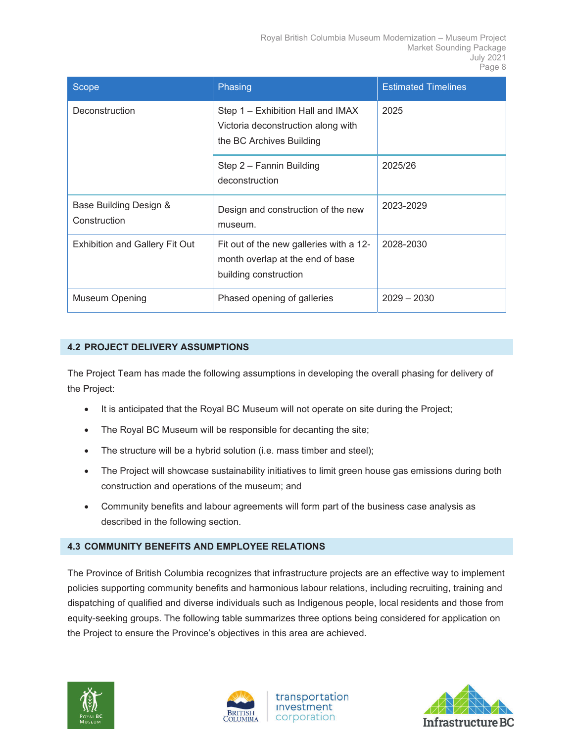| Scope | Phasing | Estimated Timelines |
| --- | --- | --- |
| Deconstruction | Step 1 – Exhibition Hall and IMAX Victoria deconstruction along with the BC Archives Building | 2025 |
| | Step 2 – Fannin Building deconstruction | 2025/26 |
| Base Building Design & Construction | Design and construction of the new museum. | 2023-2029 |
| Exhibition and Gallery Fit Out | Fit out of the new galleries with a 12-month overlap at the end of base building construction | 2028-2030 |
| Museum Opening | Phased opening of galleries | 2029 – 2030 |

## 4.2 PROJECT DELIVERY ASSUMPTIONS

The Project Team has made the following assumptions in developing the overall phasing for delivery of the Project:

- It is anticipated that the Royal BC Museum will not operate on site during the Project;
- The Royal BC Museum will be responsible for decanting the site;
- The structure will be a hybrid solution (i.e. mass timber and steel);
- The Project will showcase sustainability initiatives to limit green house gas emissions during both construction and operations of the museum; and
- Community benefits and labour agreements will form part of the business case analysis as described in the following section.

## 4.3 COMMUNITY BENEFITS AND EMPLOYEE RELATIONS

The Province of British Columbia recognizes that infrastructure projects are an effective way to implement policies supporting community benefits and harmonious labour relations, including recruiting, training and dispatching of qualified and diverse individuals such as Indigenous people, local residents and those from equity-seeking groups. The following table summarizes three options being considered for application on the Project to ensure the Province's objectives in this area are achieved.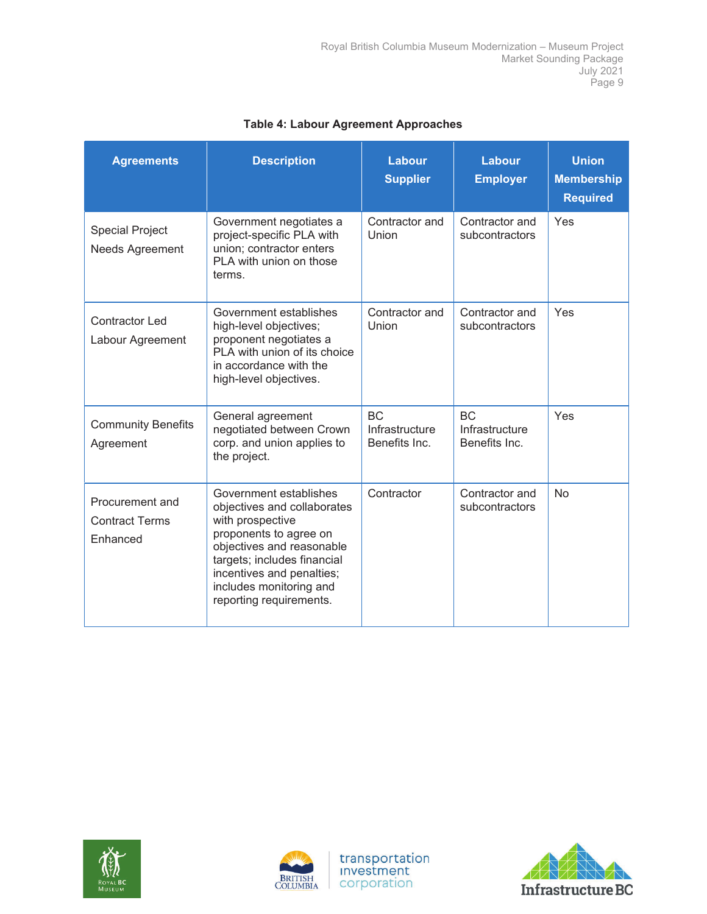**Table 4: Labour Agreement Approaches**

| Agreements | Description | Labour Supplier | Labour Employer | Union Membership Required |
|---|---|---|---|---|
| Special Project Needs Agreement | Government negotiates a project-specific PLA with union; contractor enters PLA with union on those terms. | Contractor and Union | Contractor and subcontractors | Yes |
| Contractor Led Labour Agreement | Government establishes high-level objectives; proponent negotiates a PLA with union of its choice in accordance with the high-level objectives. | Contractor and Union | Contractor and subcontractors | Yes |
| Community Benefits Agreement | General agreement negotiated between Crown corp. and union applies to the project. | BC Infrastructure Benefits Inc. | BC Infrastructure Benefits Inc. | Yes |
| Procurement and Contract Terms Enhanced | Government establishes objectives and collaborates with prospective proponents to agree on objectives and reasonable targets; includes financial incentives and penalties; includes monitoring and reporting requirements. | Contractor | Contractor and subcontractors | No |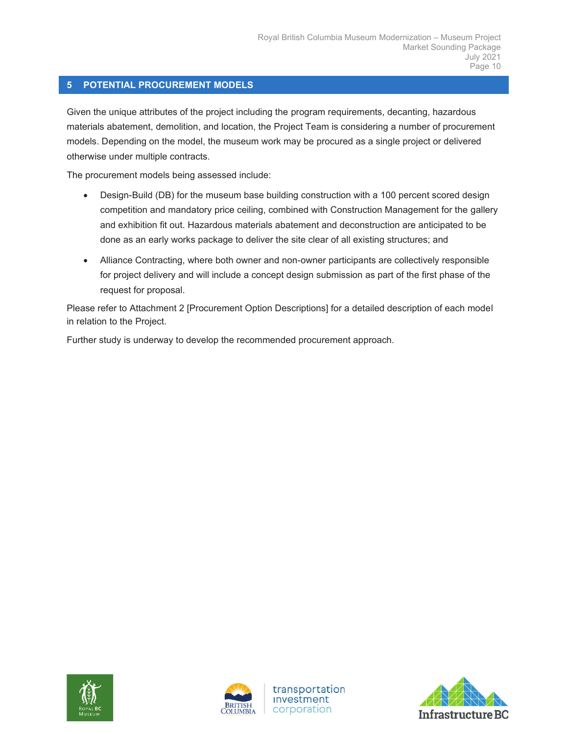## 5 POTENTIAL PROCUREMENT MODELS

Given the unique attributes of the project including the program requirements, decanting, hazardous materials abatement, demolition, and location, the Project Team is considering a number of procurement models. Depending on the model, the museum work may be procured as a single project or delivered otherwise under multiple contracts.

The procurement models being assessed include:

- Design-Build (DB) for the museum base building construction with a 100 percent scored design competition and mandatory price ceiling, combined with Construction Management for the gallery and exhibition fit out. Hazardous materials abatement and deconstruction are anticipated to be done as an early works package to deliver the site clear of all existing structures; and
- Alliance Contracting, where both owner and non-owner participants are collectively responsible for project delivery and will include a concept design submission as part of the first phase of the request for proposal.

Please refer to Attachment 2 [Procurement Option Descriptions] for a detailed description of each model in relation to the Project.

Further study is underway to develop the recommended procurement approach.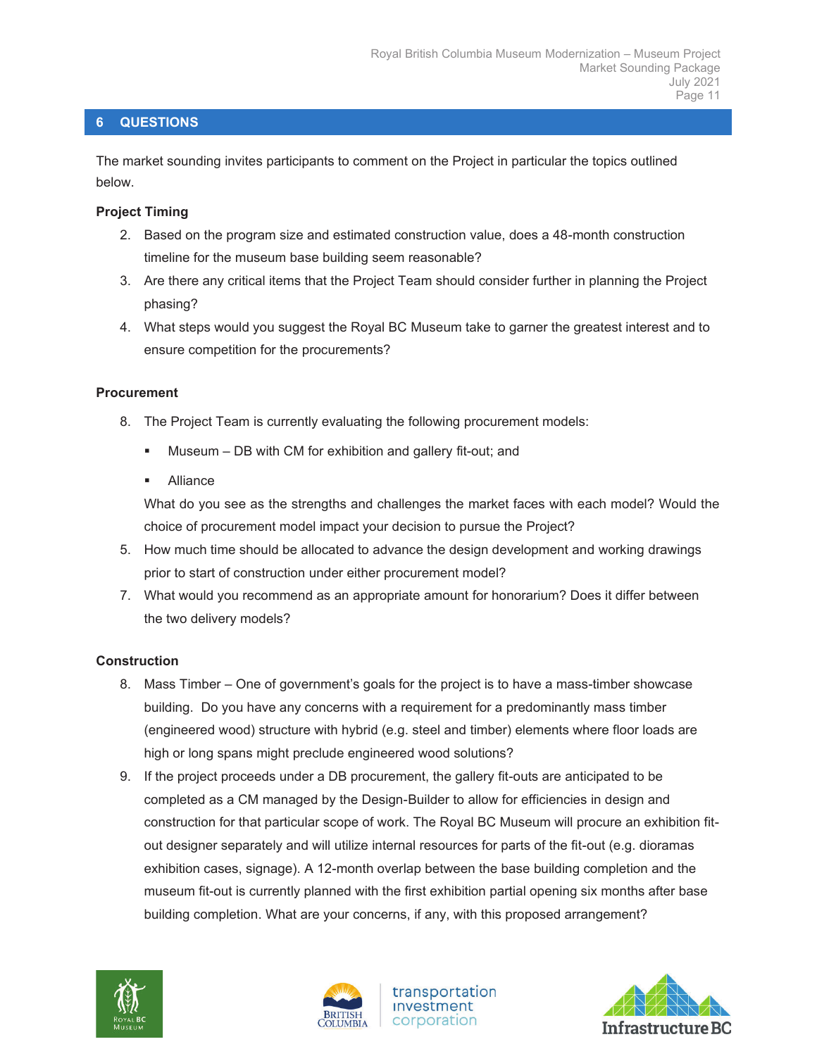## 6 QUESTIONS

The market sounding invites participants to comment on the Project in particular the topics outlined below.

**Project Timing**

2. Based on the program size and estimated construction value, does a 48-month construction timeline for the museum base building seem reasonable?
3. Are there any critical items that the Project Team should consider further in planning the Project phasing?
4. What steps would you suggest the Royal BC Museum take to garner the greatest interest and to ensure competition for the procurements?

**Procurement**

8. The Project Team is currently evaluating the following procurement models:
   - Museum – DB with CM for exhibition and gallery fit-out; and
   - Alliance

   What do you see as the strengths and challenges the market faces with each model? Would the choice of procurement model impact your decision to pursue the Project?
5. How much time should be allocated to advance the design development and working drawings prior to start of construction under either procurement model?
7. What would you recommend as an appropriate amount for honorarium? Does it differ between the two delivery models?

**Construction**

8. Mass Timber – One of government's goals for the project is to have a mass-timber showcase building. Do you have any concerns with a requirement for a predominantly mass timber (engineered wood) structure with hybrid (e.g. steel and timber) elements where floor loads are high or long spans might preclude engineered wood solutions?
9. If the project proceeds under a DB procurement, the gallery fit-outs are anticipated to be completed as a CM managed by the Design-Builder to allow for efficiencies in design and construction for that particular scope of work. The Royal BC Museum will procure an exhibition fit-out designer separately and will utilize internal resources for parts of the fit-out (e.g. dioramas exhibition cases, signage). A 12-month overlap between the base building completion and the museum fit-out is currently planned with the first exhibition partial opening six months after base building completion. What are your concerns, if any, with this proposed arrangement?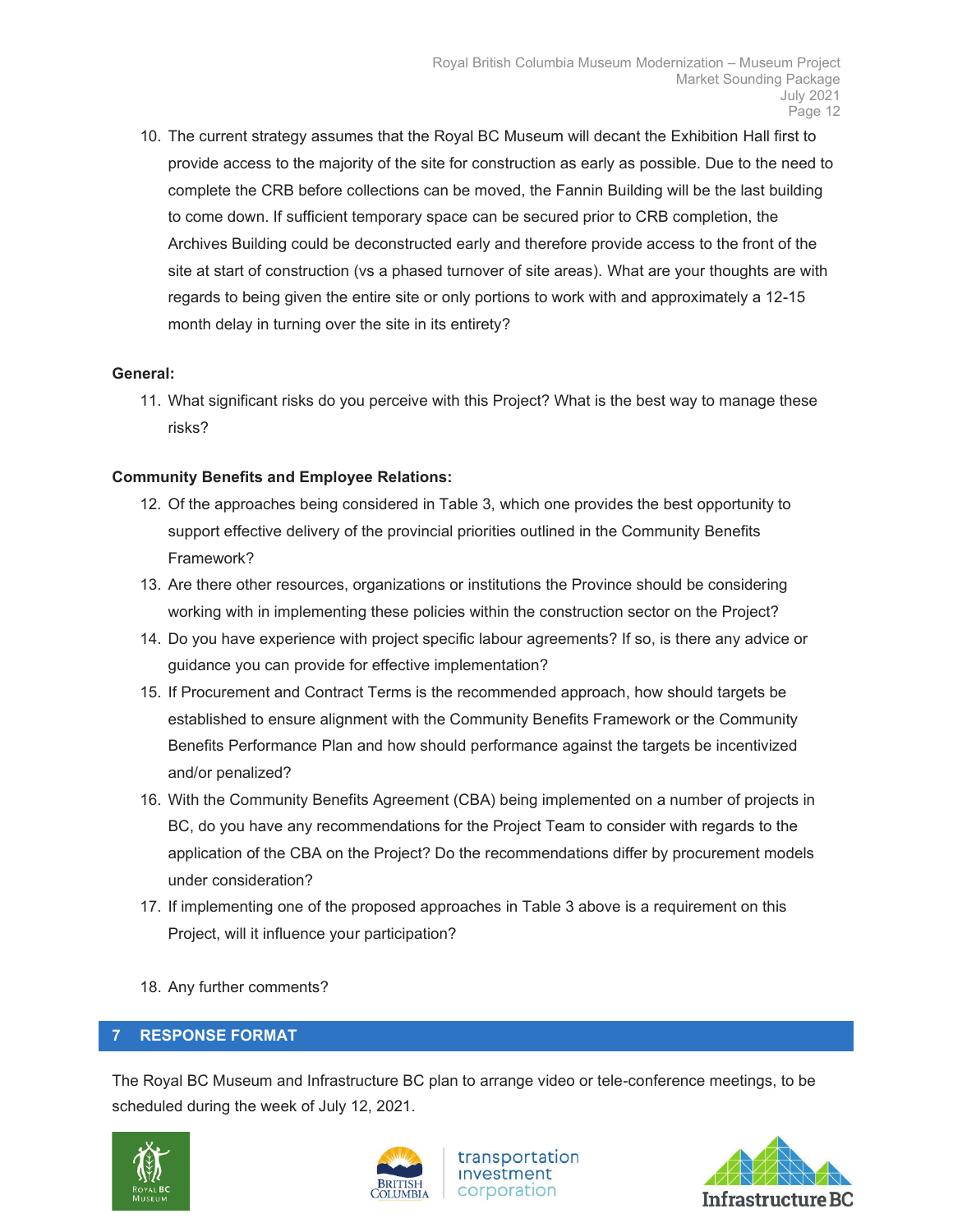10. The current strategy assumes that the Royal BC Museum will decant the Exhibition Hall first to provide access to the majority of the site for construction as early as possible. Due to the need to complete the CRB before collections can be moved, the Fannin Building will be the last building to come down. If sufficient temporary space can be secured prior to CRB completion, the Archives Building could be deconstructed early and therefore provide access to the front of the site at start of construction (vs a phased turnover of site areas). What are your thoughts are with regards to being given the entire site or only portions to work with and approximately a 12-15 month delay in turning over the site in its entirety?

**General:**

11. What significant risks do you perceive with this Project? What is the best way to manage these risks?

**Community Benefits and Employee Relations:**

12. Of the approaches being considered in Table 3, which one provides the best opportunity to support effective delivery of the provincial priorities outlined in the Community Benefits Framework?
13. Are there other resources, organizations or institutions the Province should be considering working with in implementing these policies within the construction sector on the Project?
14. Do you have experience with project specific labour agreements? If so, is there any advice or guidance you can provide for effective implementation?
15. If Procurement and Contract Terms is the recommended approach, how should targets be established to ensure alignment with the Community Benefits Framework or the Community Benefits Performance Plan and how should performance against the targets be incentivized and/or penalized?
16. With the Community Benefits Agreement (CBA) being implemented on a number of projects in BC, do you have any recommendations for the Project Team to consider with regards to the application of the CBA on the Project? Do the recommendations differ by procurement models under consideration?
17. If implementing one of the proposed approaches in Table 3 above is a requirement on this Project, will it influence your participation?
18. Any further comments?

## 7 RESPONSE FORMAT

The Royal BC Museum and Infrastructure BC plan to arrange video or tele-conference meetings, to be scheduled during the week of July 12, 2021.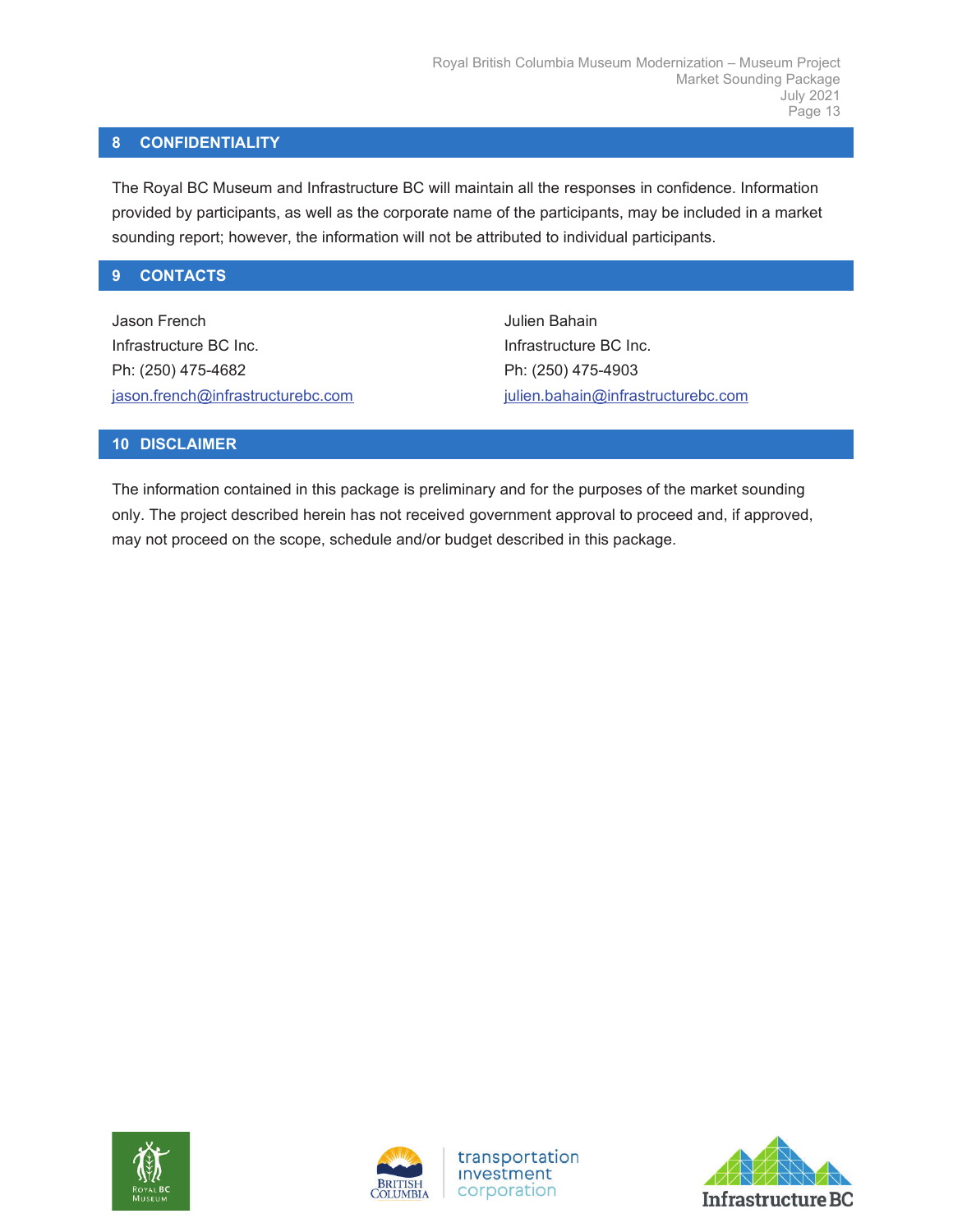## 8 CONFIDENTIALITY

The Royal BC Museum and Infrastructure BC will maintain all the responses in confidence. Information provided by participants, as well as the corporate name of the participants, may be included in a market sounding report; however, the information will not be attributed to individual participants.

## 9 CONTACTS

Jason French
Infrastructure BC Inc.
Ph: (250) 475-4682
jason.french@infrastructurebc.com

Julien Bahain
Infrastructure BC Inc.
Ph: (250) 475-4903
julien.bahain@infrastructurebc.com

## 10 DISCLAIMER

The information contained in this package is preliminary and for the purposes of the market sounding only. The project described herein has not received government approval to proceed and, if approved, may not proceed on the scope, schedule and/or budget described in this package.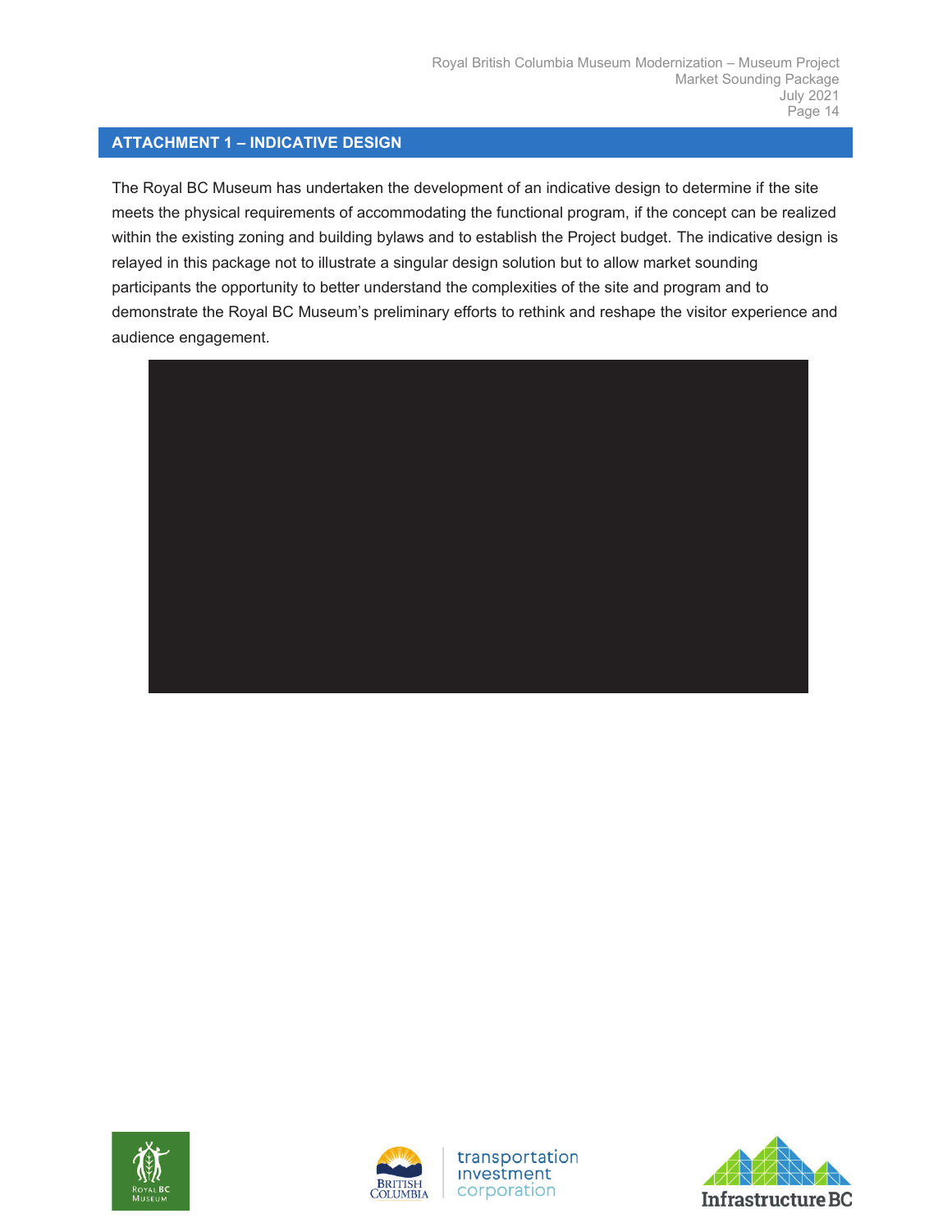## ATTACHMENT 1 – INDICATIVE DESIGN

The Royal BC Museum has undertaken the development of an indicative design to determine if the site meets the physical requirements of accommodating the functional program, if the concept can be realized within the existing zoning and building bylaws and to establish the Project budget. The indicative design is relayed in this package not to illustrate a singular design solution but to allow market sounding participants the opportunity to better understand the complexities of the site and program and to demonstrate the Royal BC Museum's preliminary efforts to rethink and reshape the visitor experience and audience engagement.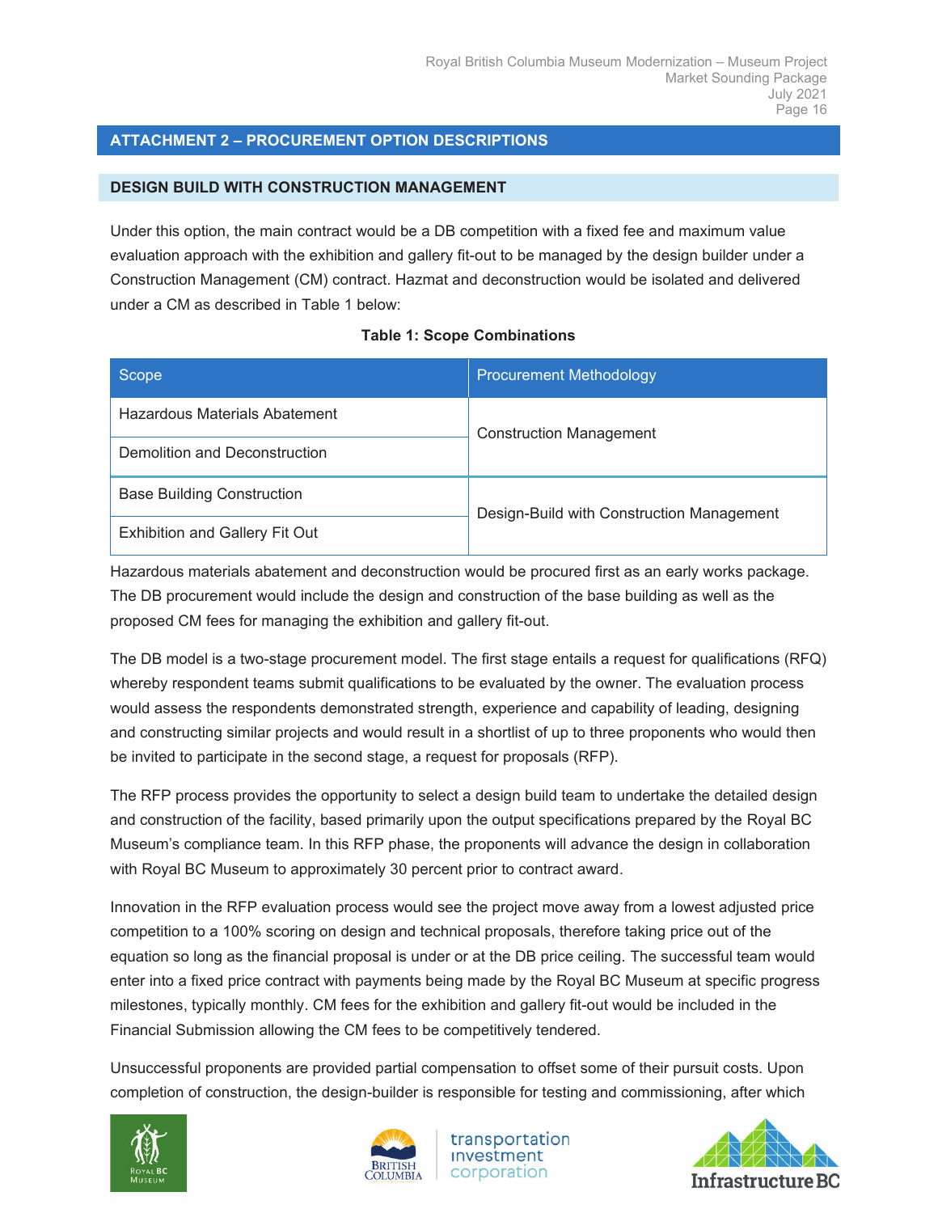## ATTACHMENT 2 – PROCUREMENT OPTION DESCRIPTIONS

### DESIGN BUILD WITH CONSTRUCTION MANAGEMENT

Under this option, the main contract would be a DB competition with a fixed fee and maximum value evaluation approach with the exhibition and gallery fit-out to be managed by the design builder under a Construction Management (CM) contract. Hazmat and deconstruction would be isolated and delivered under a CM as described in Table 1 below:

**Table 1: Scope Combinations**

| Scope | Procurement Methodology |
|---|---|
| Hazardous Materials Abatement | Construction Management |
| Demolition and Deconstruction | |
| Base Building Construction | Design-Build with Construction Management |
| Exhibition and Gallery Fit Out | |

Hazardous materials abatement and deconstruction would be procured first as an early works package. The DB procurement would include the design and construction of the base building as well as the proposed CM fees for managing the exhibition and gallery fit-out.

The DB model is a two-stage procurement model. The first stage entails a request for qualifications (RFQ) whereby respondent teams submit qualifications to be evaluated by the owner. The evaluation process would assess the respondents demonstrated strength, experience and capability of leading, designing and constructing similar projects and would result in a shortlist of up to three proponents who would then be invited to participate in the second stage, a request for proposals (RFP).

The RFP process provides the opportunity to select a design build team to undertake the detailed design and construction of the facility, based primarily upon the output specifications prepared by the Royal BC Museum's compliance team. In this RFP phase, the proponents will advance the design in collaboration with Royal BC Museum to approximately 30 percent prior to contract award.

Innovation in the RFP evaluation process would see the project move away from a lowest adjusted price competition to a 100% scoring on design and technical proposals, therefore taking price out of the equation so long as the financial proposal is under or at the DB price ceiling. The successful team would enter into a fixed price contract with payments being made by the Royal BC Museum at specific progress milestones, typically monthly. CM fees for the exhibition and gallery fit-out would be included in the Financial Submission allowing the CM fees to be competitively tendered.

Unsuccessful proponents are provided partial compensation to offset some of their pursuit costs. Upon completion of construction, the design-builder is responsible for testing and commissioning, after which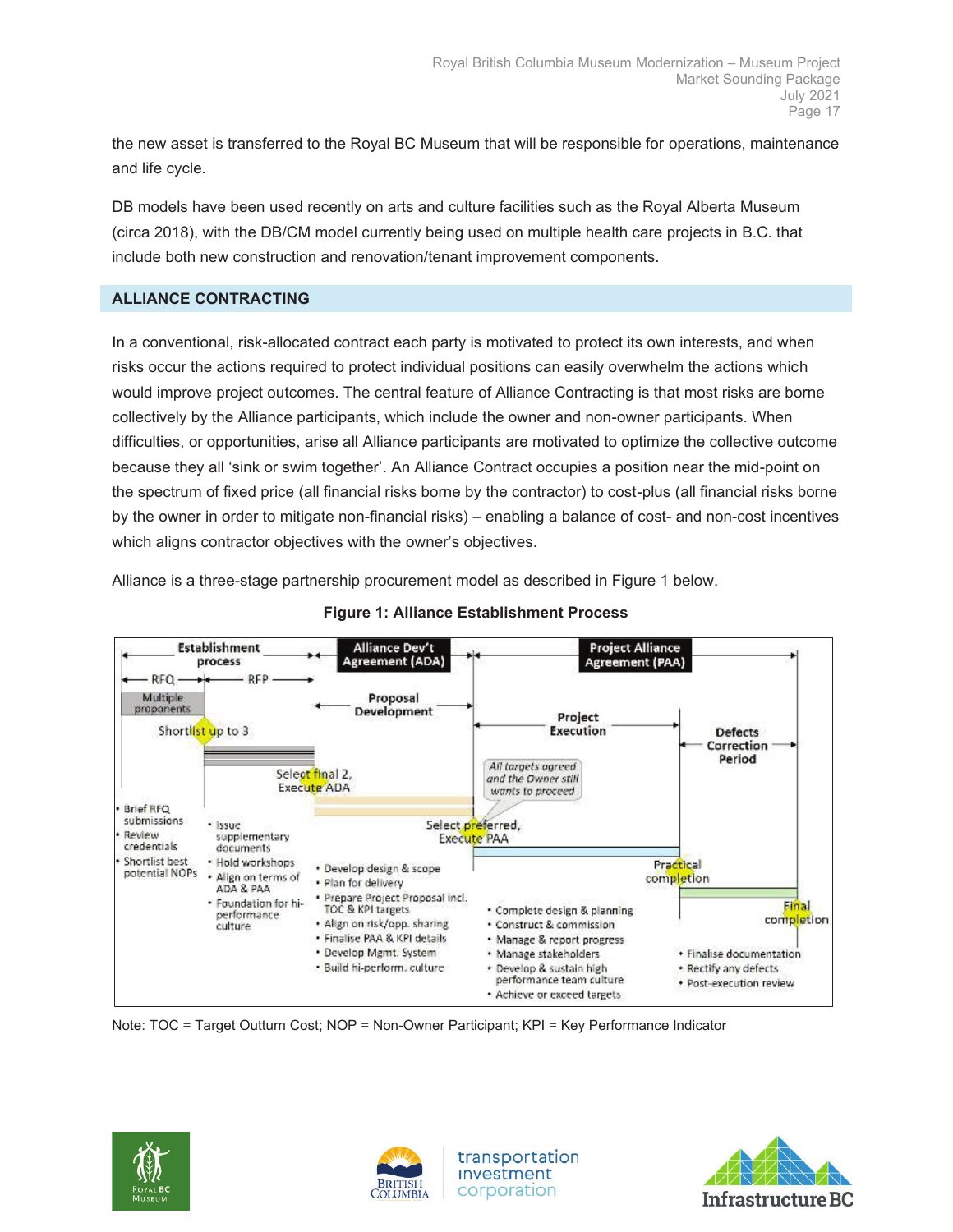the new asset is transferred to the Royal BC Museum that will be responsible for operations, maintenance and life cycle.

DB models have been used recently on arts and culture facilities such as the Royal Alberta Museum (circa 2018), with the DB/CM model currently being used on multiple health care projects in B.C. that include both new construction and renovation/tenant improvement components.

## ALLIANCE CONTRACTING

In a conventional, risk-allocated contract each party is motivated to protect its own interests, and when risks occur the actions required to protect individual positions can easily overwhelm the actions which would improve project outcomes. The central feature of Alliance Contracting is that most risks are borne collectively by the Alliance participants, which include the owner and non-owner participants. When difficulties, or opportunities, arise all Alliance participants are motivated to optimize the collective outcome because they all 'sink or swim together'. An Alliance Contract occupies a position near the mid-point on the spectrum of fixed price (all financial risks borne by the contractor) to cost-plus (all financial risks borne by the owner in order to mitigate non-financial risks) – enabling a balance of cost- and non-cost incentives which aligns contractor objectives with the owner's objectives.

Alliance is a three-stage partnership procurement model as described in Figure 1 below.

**Figure 1: Alliance Establishment Process**

**Establishment process** (RFQ → RFP) | **Alliance Dev't Agreement (ADA)** | **Project Alliance Agreement (PAA)**

- **RFQ** – Multiple proponents; Shortlist up to 3
  - Brief RFQ submissions
  - Review credentials
  - Shortlist best potential NOPs
- **RFP** – Select final 2, Execute ADA
  - Issue supplementary documents
  - Hold workshops
  - Align on terms of ADA & PAA
  - Foundation for hi-performance culture
- **Proposal Development** – Select preferred, Execute PAA (*All targets agreed and the Owner still wants to proceed*)
  - Develop design & scope
  - Plan for delivery
  - Prepare Project Proposal incl. TOC & KPI targets
  - Align on risk/opp. sharing
  - Finalise PAA & KPI details
  - Develop Mgmt. System
  - Build hi-perform. culture
- **Project Execution** – Practical completion
  - Complete design & planning
  - Construct & commission
  - Manage & report progress
  - Manage stakeholders
  - Develop & sustain high performance team culture
  - Achieve or exceed targets
- **Defects Correction Period** – Final completion
  - Finalise documentation
  - Rectify any defects
  - Post-execution review

Note: TOC = Target Outturn Cost; NOP = Non-Owner Participant; KPI = Key Performance Indicator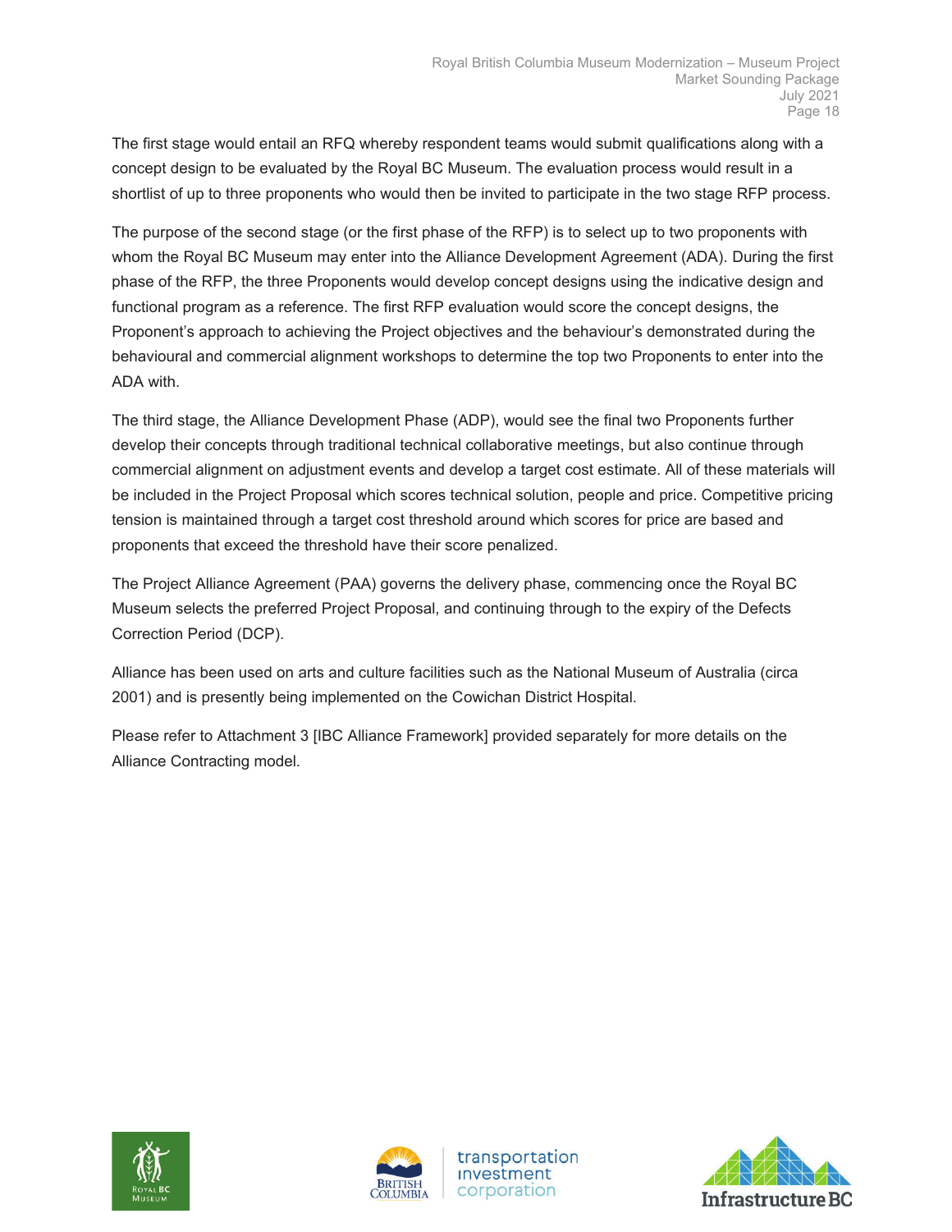The first stage would entail an RFQ whereby respondent teams would submit qualifications along with a concept design to be evaluated by the Royal BC Museum. The evaluation process would result in a shortlist of up to three proponents who would then be invited to participate in the two stage RFP process.

The purpose of the second stage (or the first phase of the RFP) is to select up to two proponents with whom the Royal BC Museum may enter into the Alliance Development Agreement (ADA). During the first phase of the RFP, the three Proponents would develop concept designs using the indicative design and functional program as a reference. The first RFP evaluation would score the concept designs, the Proponent's approach to achieving the Project objectives and the behaviour's demonstrated during the behavioural and commercial alignment workshops to determine the top two Proponents to enter into the ADA with.

The third stage, the Alliance Development Phase (ADP), would see the final two Proponents further develop their concepts through traditional technical collaborative meetings, but also continue through commercial alignment on adjustment events and develop a target cost estimate. All of these materials will be included in the Project Proposal which scores technical solution, people and price. Competitive pricing tension is maintained through a target cost threshold around which scores for price are based and proponents that exceed the threshold have their score penalized.

The Project Alliance Agreement (PAA) governs the delivery phase, commencing once the Royal BC Museum selects the preferred Project Proposal, and continuing through to the expiry of the Defects Correction Period (DCP).

Alliance has been used on arts and culture facilities such as the National Museum of Australia (circa 2001) and is presently being implemented on the Cowichan District Hospital.

Please refer to Attachment 3 [IBC Alliance Framework] provided separately for more details on the Alliance Contracting model.